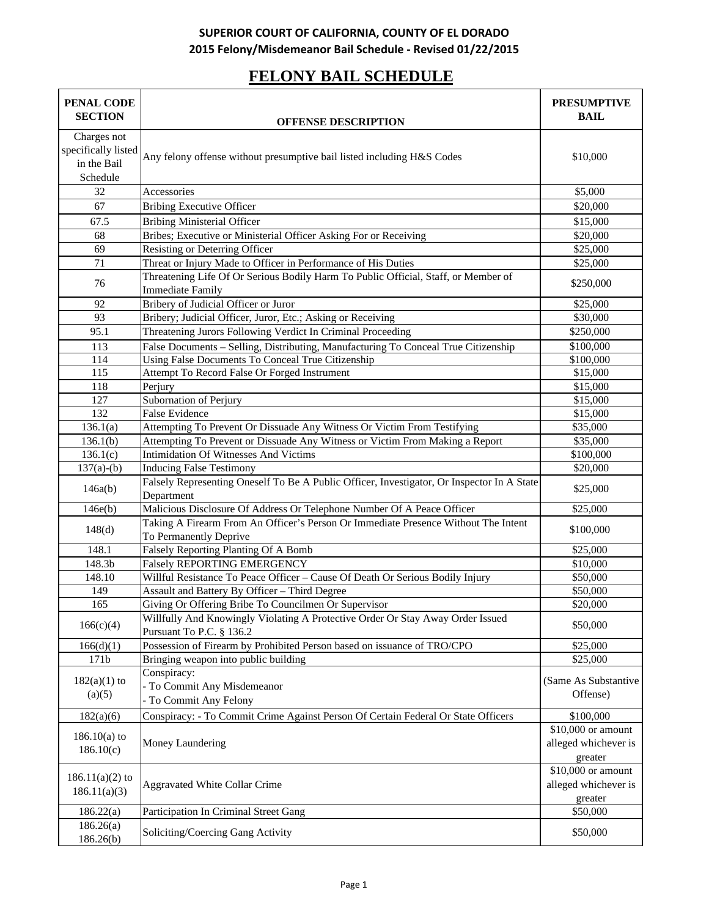**SUPERIOR COURT OF CALIFORNIA, COUNTY OF EL DORADO**
**2015 Felony/Misdemeanor Bail Schedule - Revised 01/22/2015**

# FELONY BAIL SCHEDULE

| PENAL CODE SECTION | OFFENSE DESCRIPTION | PRESUMPTIVE BAIL |
|---|---|---|
| Charges not specifically listed in the Bail Schedule | Any felony offense without presumptive bail listed including H&S Codes | $10,000 |
| 32 | Accessories | $5,000 |
| 67 | Bribing Executive Officer | $20,000 |
| 67.5 | Bribing Ministerial Officer | $15,000 |
| 68 | Bribes; Executive or Ministerial Officer Asking For or Receiving | $20,000 |
| 69 | Resisting or Deterring Officer | $25,000 |
| 71 | Threat or Injury Made to Officer in Performance of His Duties | $25,000 |
| 76 | Threatening Life Of Or Serious Bodily Harm To Public Official, Staff, or Member of Immediate Family | $250,000 |
| 92 | Bribery of Judicial Officer or Juror | $25,000 |
| 93 | Bribery; Judicial Officer, Juror, Etc.; Asking or Receiving | $30,000 |
| 95.1 | Threatening Jurors Following Verdict In Criminal Proceeding | $250,000 |
| 113 | False Documents – Selling, Distributing, Manufacturing To Conceal True Citizenship | $100,000 |
| 114 | Using False Documents To Conceal True Citizenship | $100,000 |
| 115 | Attempt To Record False Or Forged Instrument | $15,000 |
| 118 | Perjury | $15,000 |
| 127 | Subornation of Perjury | $15,000 |
| 132 | False Evidence | $15,000 |
| 136.1(a) | Attempting To Prevent Or Dissuade Any Witness Or Victim From Testifying | $35,000 |
| 136.1(b) | Attempting To Prevent or Dissuade Any Witness or Victim From Making a Report | $35,000 |
| 136.1(c) | Intimidation Of Witnesses And Victims | $100,000 |
| 137(a)-(b) | Inducing False Testimony | $20,000 |
| 146a(b) | Falsely Representing Oneself To Be A Public Officer, Investigator, Or Inspector In A State Department | $25,000 |
| 146e(b) | Malicious Disclosure Of Address Or Telephone Number Of A Peace Officer | $25,000 |
| 148(d) | Taking A Firearm From An Officer's Person Or Immediate Presence Without The Intent To Permanently Deprive | $100,000 |
| 148.1 | Falsely Reporting Planting Of A Bomb | $25,000 |
| 148.3b | Falsely REPORTING EMERGENCY | $10,000 |
| 148.10 | Willful Resistance To Peace Officer – Cause Of Death Or Serious Bodily Injury | $50,000 |
| 149 | Assault and Battery By Officer – Third Degree | $50,000 |
| 165 | Giving Or Offering Bribe To Councilmen Or Supervisor | $20,000 |
| 166(c)(4) | Willfully And Knowingly Violating A Protective Order Or Stay Away Order Issued Pursuant To P.C. § 136.2 | $50,000 |
| 166(d)(1) | Possession of Firearm by Prohibited Person based on issuance of TRO/CPO | $25,000 |
| 171b | Bringing weapon into public building | $25,000 |
| 182(a)(1) to (a)(5) | Conspiracy:<br>- To Commit Any Misdemeanor<br>- To Commit Any Felony | (Same As Substantive Offense) |
| 182(a)(6) | Conspiracy: - To Commit Crime Against Person Of Certain Federal Or State Officers | $100,000 |
| 186.10(a) to 186.10(c) | Money Laundering | $10,000 or amount alleged whichever is greater |
| 186.11(a)(2) to 186.11(a)(3) | Aggravated White Collar Crime | $10,000 or amount alleged whichever is greater |
| 186.22(a) | Participation In Criminal Street Gang | $50,000 |
| 186.26(a)<br>186.26(b) | Soliciting/Coercing Gang Activity | $50,000 |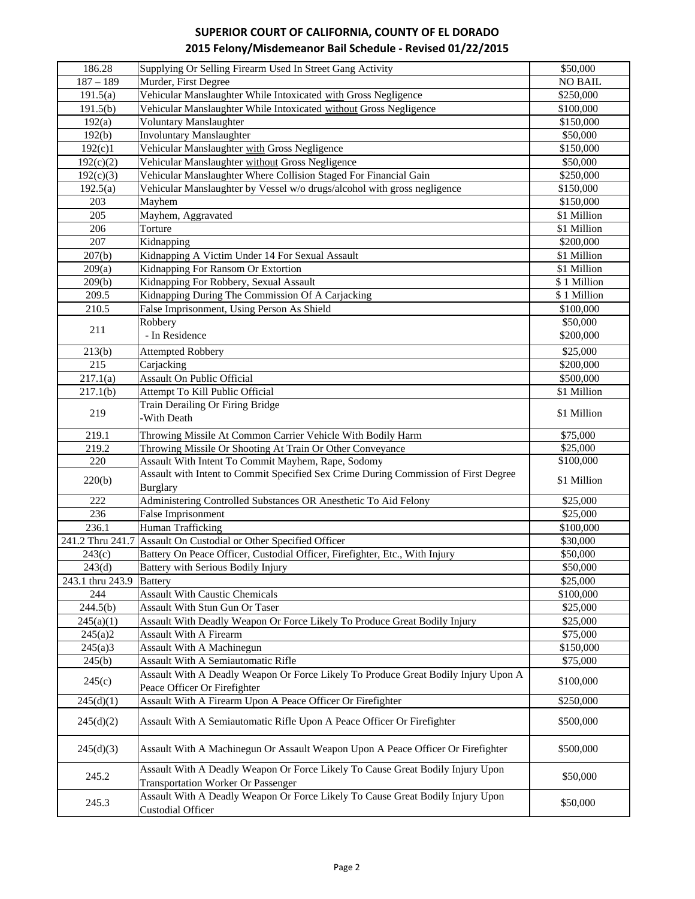**SUPERIOR COURT OF CALIFORNIA, COUNTY OF EL DORADO**
**2015 Felony/Misdemeanor Bail Schedule - Revised 01/22/2015**

| | | |
|---|---|---|
| 186.28 | Supplying Or Selling Firearm Used In Street Gang Activity | $50,000 |
| 187 – 189 | Murder, First Degree | NO BAIL |
| 191.5(a) | Vehicular Manslaughter While Intoxicated with Gross Negligence | $250,000 |
| 191.5(b) | Vehicular Manslaughter While Intoxicated without Gross Negligence | $100,000 |
| 192(a) | Voluntary Manslaughter | $150,000 |
| 192(b) | Involuntary Manslaughter | $50,000 |
| 192(c)1 | Vehicular Manslaughter with Gross Negligence | $150,000 |
| 192(c)(2) | Vehicular Manslaughter without Gross Negligence | $50,000 |
| 192(c)(3) | Vehicular Manslaughter Where Collision Staged For Financial Gain | $250,000 |
| 192.5(a) | Vehicular Manslaughter by Vessel w/o drugs/alcohol with gross negligence | $150,000 |
| 203 | Mayhem | $150,000 |
| 205 | Mayhem, Aggravated | $1 Million |
| 206 | Torture | $1 Million |
| 207 | Kidnapping | $200,000 |
| 207(b) | Kidnapping A Victim Under 14 For Sexual Assault | $1 Million |
| 209(a) | Kidnapping For Ransom Or Extortion | $1 Million |
| 209(b) | Kidnapping For Robbery, Sexual Assault | $ 1 Million |
| 209.5 | Kidnapping During The Commission Of A Carjacking | $ 1 Million |
| 210.5 | False Imprisonment, Using Person As Shield | $100,000 |
| 211 | Robbery<br>- In Residence | $50,000<br>$200,000 |
| 213(b) | Attempted Robbery | $25,000 |
| 215 | Carjacking | $200,000 |
| 217.1(a) | Assault On Public Official | $500,000 |
| 217.1(b) | Attempt To Kill Public Official | $1 Million |
| 219 | Train Derailing Or Firing Bridge<br>-With Death | $1 Million |
| 219.1 | Throwing Missile At Common Carrier Vehicle With Bodily Harm | $75,000 |
| 219.2 | Throwing Missile Or Shooting At Train Or Other Conveyance | $25,000 |
| 220 | Assault With Intent To Commit Mayhem, Rape, Sodomy | $100,000 |
| 220(b) | Assault with Intent to Commit Specified Sex Crime During Commission of First Degree Burglary | $1 Million |
| 222 | Administering Controlled Substances OR Anesthetic To Aid Felony | $25,000 |
| 236 | False Imprisonment | $25,000 |
| 236.1 | Human Trafficking | $100,000 |
| 241.2 Thru 241.7 | Assault On Custodial or Other Specified Officer | $30,000 |
| 243(c) | Battery On Peace Officer, Custodial Officer, Firefighter, Etc., With Injury | $50,000 |
| 243(d) | Battery with Serious Bodily Injury | $50,000 |
| 243.1 thru 243.9 | Battery | $25,000 |
| 244 | Assault With Caustic Chemicals | $100,000 |
| 244.5(b) | Assault With Stun Gun Or Taser | $25,000 |
| 245(a)(1) | Assault With Deadly Weapon Or Force Likely To Produce Great Bodily Injury | $25,000 |
| 245(a)2 | Assault With A Firearm | $75,000 |
| 245(a)3 | Assault With A Machinegun | $150,000 |
| 245(b) | Assault With A Semiautomatic Rifle | $75,000 |
| 245(c) | Assault With A Deadly Weapon Or Force Likely To Produce Great Bodily Injury Upon A Peace Officer Or Firefighter | $100,000 |
| 245(d)(1) | Assault With A Firearm Upon A Peace Officer Or Firefighter | $250,000 |
| 245(d)(2) | Assault With A Semiautomatic Rifle Upon A Peace Officer Or Firefighter | $500,000 |
| 245(d)(3) | Assault With A Machinegun Or Assault Weapon Upon A Peace Officer Or Firefighter | $500,000 |
| 245.2 | Assault With A Deadly Weapon Or Force Likely To Cause Great Bodily Injury Upon Transportation Worker Or Passenger | $50,000 |
| 245.3 | Assault With A Deadly Weapon Or Force Likely To Cause Great Bodily Injury Upon Custodial Officer | $50,000 |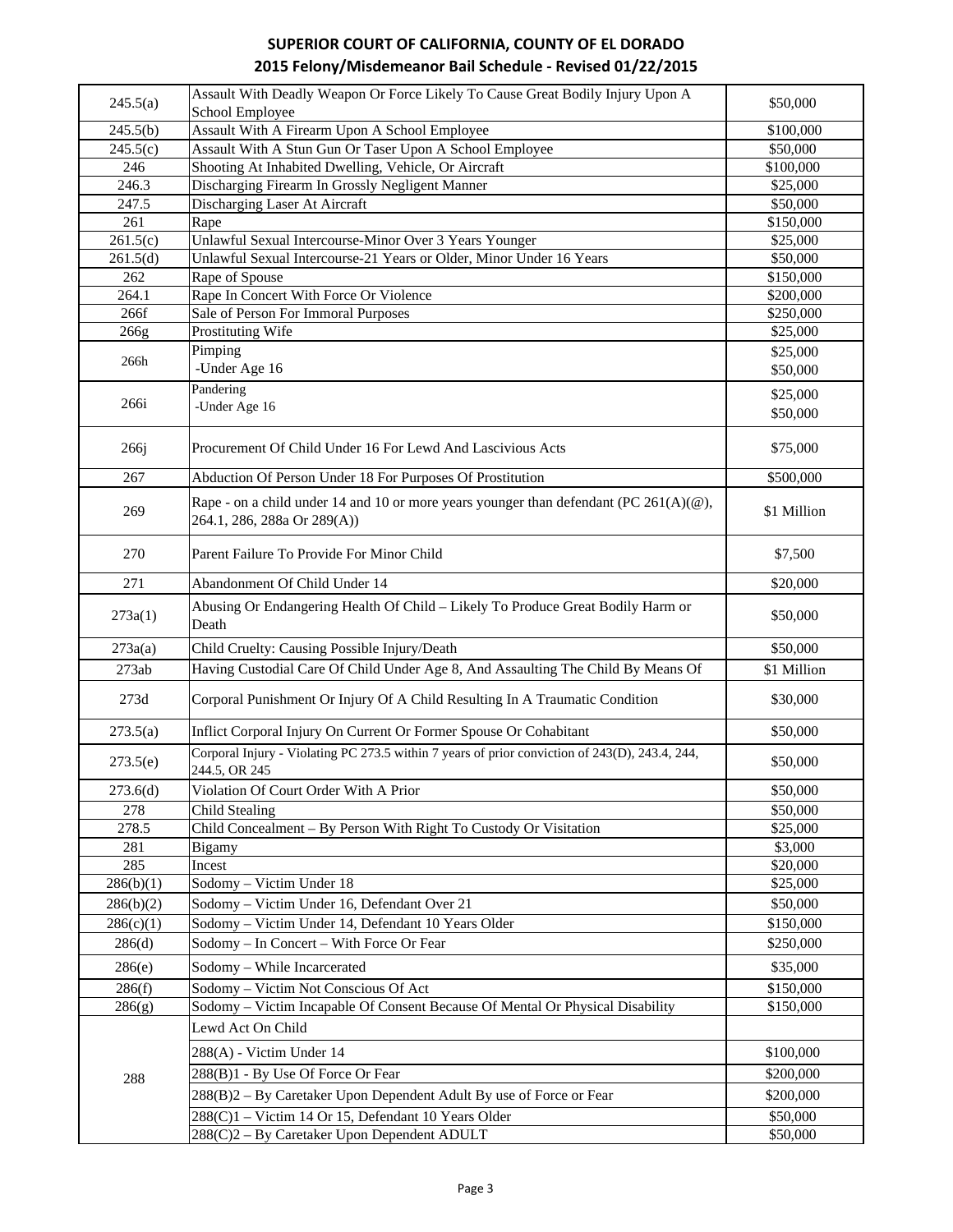**SUPERIOR COURT OF CALIFORNIA, COUNTY OF EL DORADO**
**2015 Felony/Misdemeanor Bail Schedule - Revised 01/22/2015**

| | | |
|---|---|---|
| 245.5(a) | Assault With Deadly Weapon Or Force Likely To Cause Great Bodily Injury Upon A School Employee | $50,000 |
| 245.5(b) | Assault With A Firearm Upon A School Employee | $100,000 |
| 245.5(c) | Assault With A Stun Gun Or Taser Upon A School Employee | $50,000 |
| 246 | Shooting At Inhabited Dwelling, Vehicle, Or Aircraft | $100,000 |
| 246.3 | Discharging Firearm In Grossly Negligent Manner | $25,000 |
| 247.5 | Discharging Laser At Aircraft | $50,000 |
| 261 | Rape | $150,000 |
| 261.5(c) | Unlawful Sexual Intercourse-Minor Over 3 Years Younger | $25,000 |
| 261.5(d) | Unlawful Sexual Intercourse-21 Years or Older, Minor Under 16 Years | $50,000 |
| 262 | Rape of Spouse | $150,000 |
| 264.1 | Rape In Concert With Force Or Violence | $200,000 |
| 266f | Sale of Person For Immoral Purposes | $250,000 |
| 266g | Prostituting Wife | $25,000 |
| 266h | Pimping<br>-Under Age 16 | $25,000<br>$50,000 |
| 266i | Pandering<br>-Under Age 16 | $25,000<br>$50,000 |
| 266j | Procurement Of Child Under 16 For Lewd And Lascivious Acts | $75,000 |
| 267 | Abduction Of Person Under 18 For Purposes Of Prostitution | $500,000 |
| 269 | Rape - on a child under 14 and 10 or more years younger than defendant (PC 261(A)(@), 264.1, 286, 288a Or 289(A)) | $1 Million |
| 270 | Parent Failure To Provide For Minor Child | $7,500 |
| 271 | Abandonment Of Child Under 14 | $20,000 |
| 273a(1) | Abusing Or Endangering Health Of Child – Likely To Produce Great Bodily Harm or Death | $50,000 |
| 273a(a) | Child Cruelty: Causing Possible Injury/Death | $50,000 |
| 273ab | Having Custodial Care Of Child Under Age 8, And Assaulting The Child By Means Of | $1 Million |
| 273d | Corporal Punishment Or Injury Of A Child Resulting In A Traumatic Condition | $30,000 |
| 273.5(a) | Inflict Corporal Injury On Current Or Former Spouse Or Cohabitant | $50,000 |
| 273.5(e) | Corporal Injury - Violating PC 273.5 within 7 years of prior conviction of 243(D), 243.4, 244, 244.5, OR 245 | $50,000 |
| 273.6(d) | Violation Of Court Order With A Prior | $50,000 |
| 278 | Child Stealing | $50,000 |
| 278.5 | Child Concealment – By Person With Right To Custody Or Visitation | $25,000 |
| 281 | Bigamy | $3,000 |
| 285 | Incest | $20,000 |
| 286(b)(1) | Sodomy – Victim Under 18 | $25,000 |
| 286(b)(2) | Sodomy – Victim Under 16, Defendant Over 21 | $50,000 |
| 286(c)(1) | Sodomy – Victim Under 14, Defendant 10 Years Older | $150,000 |
| 286(d) | Sodomy – In Concert – With Force Or Fear | $250,000 |
| 286(e) | Sodomy – While Incarcerated | $35,000 |
| 286(f) | Sodomy – Victim Not Conscious Of Act | $150,000 |
| 286(g) | Sodomy – Victim Incapable Of Consent Because Of Mental Or Physical Disability | $150,000 |
| 288 | Lewd Act On Child | |
| | 288(A) - Victim Under 14 | $100,000 |
| | 288(B)1 - By Use Of Force Or Fear | $200,000 |
| | 288(B)2 – By Caretaker Upon Dependent Adult By use of Force or Fear | $200,000 |
| | 288(C)1 – Victim 14 Or 15, Defendant 10 Years Older | $50,000 |
| | 288(C)2 – By Caretaker Upon Dependent ADULT | $50,000 |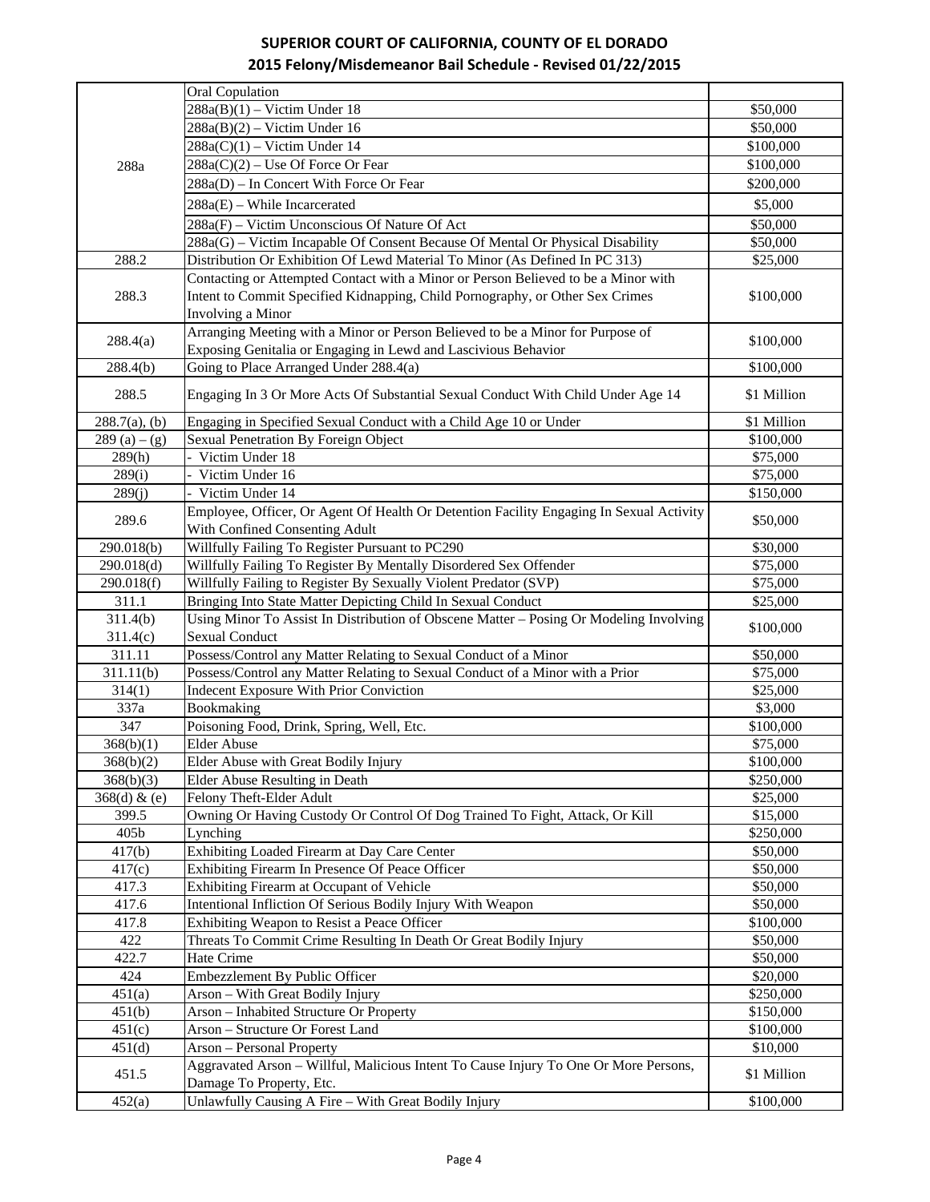**SUPERIOR COURT OF CALIFORNIA, COUNTY OF EL DORADO**
**2015 Felony/Misdemeanor Bail Schedule - Revised 01/22/2015**

| | | |
|---|---|---|
| 288a | Oral Copulation | |
| | 288a(B)(1) – Victim Under 18 | $50,000 |
| | 288a(B)(2) – Victim Under 16 | $50,000 |
| | 288a(C)(1) – Victim Under 14 | $100,000 |
| | 288a(C)(2) – Use Of Force Or Fear | $100,000 |
| | 288a(D) – In Concert With Force Or Fear | $200,000 |
| | 288a(E) – While Incarcerated | $5,000 |
| | 288a(F) – Victim Unconscious Of Nature Of Act | $50,000 |
| | 288a(G) – Victim Incapable Of Consent Because Of Mental Or Physical Disability | $50,000 |
| 288.2 | Distribution Or Exhibition Of Lewd Material To Minor (As Defined In PC 313) | $25,000 |
| 288.3 | Contacting or Attempted Contact with a Minor or Person Believed to be a Minor with Intent to Commit Specified Kidnapping, Child Pornography, or Other Sex Crimes Involving a Minor | $100,000 |
| 288.4(a) | Arranging Meeting with a Minor or Person Believed to be a Minor for Purpose of Exposing Genitalia or Engaging in Lewd and Lascivious Behavior | $100,000 |
| 288.4(b) | Going to Place Arranged Under 288.4(a) | $100,000 |
| 288.5 | Engaging In 3 Or More Acts Of Substantial Sexual Conduct With Child Under Age 14 | $1 Million |
| 288.7(a), (b) | Engaging in Specified Sexual Conduct with a Child Age 10 or Under | $1 Million |
| 289 (a) – (g) | Sexual Penetration By Foreign Object | $100,000 |
| 289(h) | - Victim Under 18 | $75,000 |
| 289(i) | - Victim Under 16 | $75,000 |
| 289(j) | - Victim Under 14 | $150,000 |
| 289.6 | Employee, Officer, Or Agent Of Health Or Detention Facility Engaging In Sexual Activity With Confined Consenting Adult | $50,000 |
| 290.018(b) | Willfully Failing To Register Pursuant to PC290 | $30,000 |
| 290.018(d) | Willfully Failing To Register By Mentally Disordered Sex Offender | $75,000 |
| 290.018(f) | Willfully Failing to Register By Sexually Violent Predator (SVP) | $75,000 |
| 311.1 | Bringing Into State Matter Depicting Child In Sexual Conduct | $25,000 |
| 311.4(b) 311.4(c) | Using Minor To Assist In Distribution of Obscene Matter – Posing Or Modeling Involving Sexual Conduct | $100,000 |
| 311.11 | Possess/Control any Matter Relating to Sexual Conduct of a Minor | $50,000 |
| 311.11(b) | Possess/Control any Matter Relating to Sexual Conduct of a Minor with a Prior | $75,000 |
| 314(1) | Indecent Exposure With Prior Conviction | $25,000 |
| 337a | Bookmaking | $3,000 |
| 347 | Poisoning Food, Drink, Spring, Well, Etc. | $100,000 |
| 368(b)(1) | Elder Abuse | $75,000 |
| 368(b)(2) | Elder Abuse with Great Bodily Injury | $100,000 |
| 368(b)(3) | Elder Abuse Resulting in Death | $250,000 |
| 368(d) & (e) | Felony Theft-Elder Adult | $25,000 |
| 399.5 | Owning Or Having Custody Or Control Of Dog Trained To Fight, Attack, Or Kill | $15,000 |
| 405b | Lynching | $250,000 |
| 417(b) | Exhibiting Loaded Firearm at Day Care Center | $50,000 |
| 417(c) | Exhibiting Firearm In Presence Of Peace Officer | $50,000 |
| 417.3 | Exhibiting Firearm at Occupant of Vehicle | $50,000 |
| 417.6 | Intentional Infliction Of Serious Bodily Injury With Weapon | $50,000 |
| 417.8 | Exhibiting Weapon to Resist a Peace Officer | $100,000 |
| 422 | Threats To Commit Crime Resulting In Death Or Great Bodily Injury | $50,000 |
| 422.7 | Hate Crime | $50,000 |
| 424 | Embezzlement By Public Officer | $20,000 |
| 451(a) | Arson – With Great Bodily Injury | $250,000 |
| 451(b) | Arson – Inhabited Structure Or Property | $150,000 |
| 451(c) | Arson – Structure Or Forest Land | $100,000 |
| 451(d) | Arson – Personal Property | $10,000 |
| 451.5 | Aggravated Arson – Willful, Malicious Intent To Cause Injury To One Or More Persons, Damage To Property, Etc. | $1 Million |
| 452(a) | Unlawfully Causing A Fire – With Great Bodily Injury | $100,000 |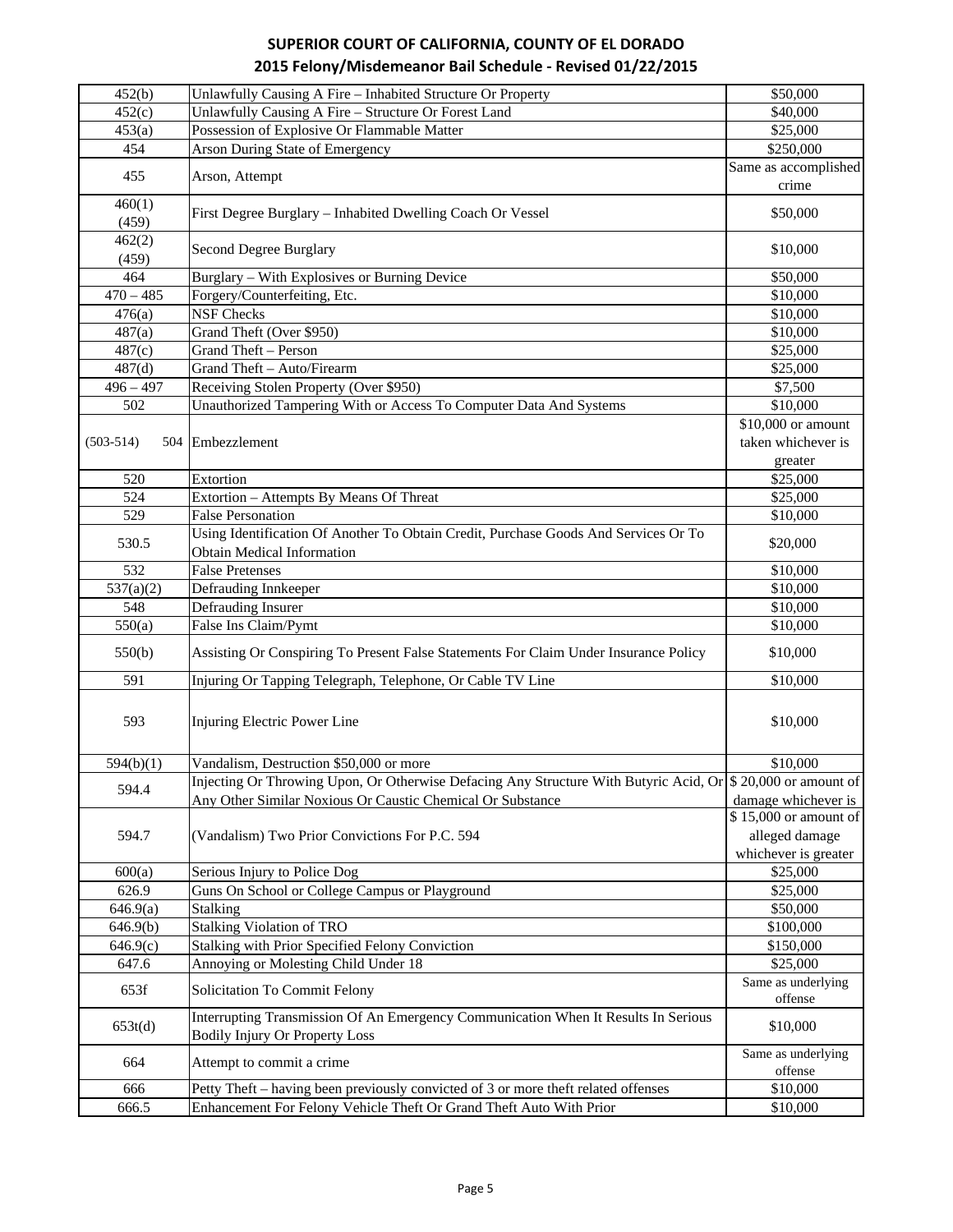# SUPERIOR COURT OF CALIFORNIA, COUNTY OF EL DORADO
## 2015 Felony/Misdemeanor Bail Schedule - Revised 01/22/2015

| | | |
|---|---|---|
| 452(b) | Unlawfully Causing A Fire – Inhabited Structure Or Property | $50,000 |
| 452(c) | Unlawfully Causing A Fire – Structure Or Forest Land | $40,000 |
| 453(a) | Possession of Explosive Or Flammable Matter | $25,000 |
| 454 | Arson During State of Emergency | $250,000 |
| 455 | Arson, Attempt | Same as accomplished crime |
| 460(1) (459) | First Degree Burglary – Inhabited Dwelling Coach Or Vessel | $50,000 |
| 462(2) (459) | Second Degree Burglary | $10,000 |
| 464 | Burglary – With Explosives or Burning Device | $50,000 |
| 470 – 485 | Forgery/Counterfeiting, Etc. | $10,000 |
| 476(a) | NSF Checks | $10,000 |
| 487(a) | Grand Theft (Over $950) | $10,000 |
| 487(c) | Grand Theft – Person | $25,000 |
| 487(d) | Grand Theft – Auto/Firearm | $25,000 |
| 496 – 497 | Receiving Stolen Property (Over $950) | $7,500 |
| 502 | Unauthorized Tampering With or Access To Computer Data And Systems | $10,000 |
| (503-514) 504 | Embezzlement | $10,000 or amount taken whichever is greater |
| 520 | Extortion | $25,000 |
| 524 | Extortion – Attempts By Means Of Threat | $25,000 |
| 529 | False Personation | $10,000 |
| 530.5 | Using Identification Of Another To Obtain Credit, Purchase Goods And Services Or To Obtain Medical Information | $20,000 |
| 532 | False Pretenses | $10,000 |
| 537(a)(2) | Defrauding Innkeeper | $10,000 |
| 548 | Defrauding Insurer | $10,000 |
| 550(a) | False Ins Claim/Pymt | $10,000 |
| 550(b) | Assisting Or Conspiring To Present False Statements For Claim Under Insurance Policy | $10,000 |
| 591 | Injuring Or Tapping Telegraph, Telephone, Or Cable TV Line | $10,000 |
| 593 | Injuring Electric Power Line | $10,000 |
| 594(b)(1) | Vandalism, Destruction $50,000 or more | $10,000 |
| 594.4 | Injecting Or Throwing Upon, Or Otherwise Defacing Any Structure With Butyric Acid, Or Any Other Similar Noxious Or Caustic Chemical Or Substance | $ 20,000 or amount of damage whichever is |
| 594.7 | (Vandalism) Two Prior Convictions For P.C. 594 | $ 15,000 or amount of alleged damage whichever is greater |
| 600(a) | Serious Injury to Police Dog | $25,000 |
| 626.9 | Guns On School or College Campus or Playground | $25,000 |
| 646.9(a) | Stalking | $50,000 |
| 646.9(b) | Stalking Violation of TRO | $100,000 |
| 646.9(c) | Stalking with Prior Specified Felony Conviction | $150,000 |
| 647.6 | Annoying or Molesting Child Under 18 | $25,000 |
| 653f | Solicitation To Commit Felony | Same as underlying offense |
| 653t(d) | Interrupting Transmission Of An Emergency Communication When It Results In Serious Bodily Injury Or Property Loss | $10,000 |
| 664 | Attempt to commit a crime | Same as underlying offense |
| 666 | Petty Theft – having been previously convicted of 3 or more theft related offenses | $10,000 |
| 666.5 | Enhancement For Felony Vehicle Theft Or Grand Theft Auto With Prior | $10,000 |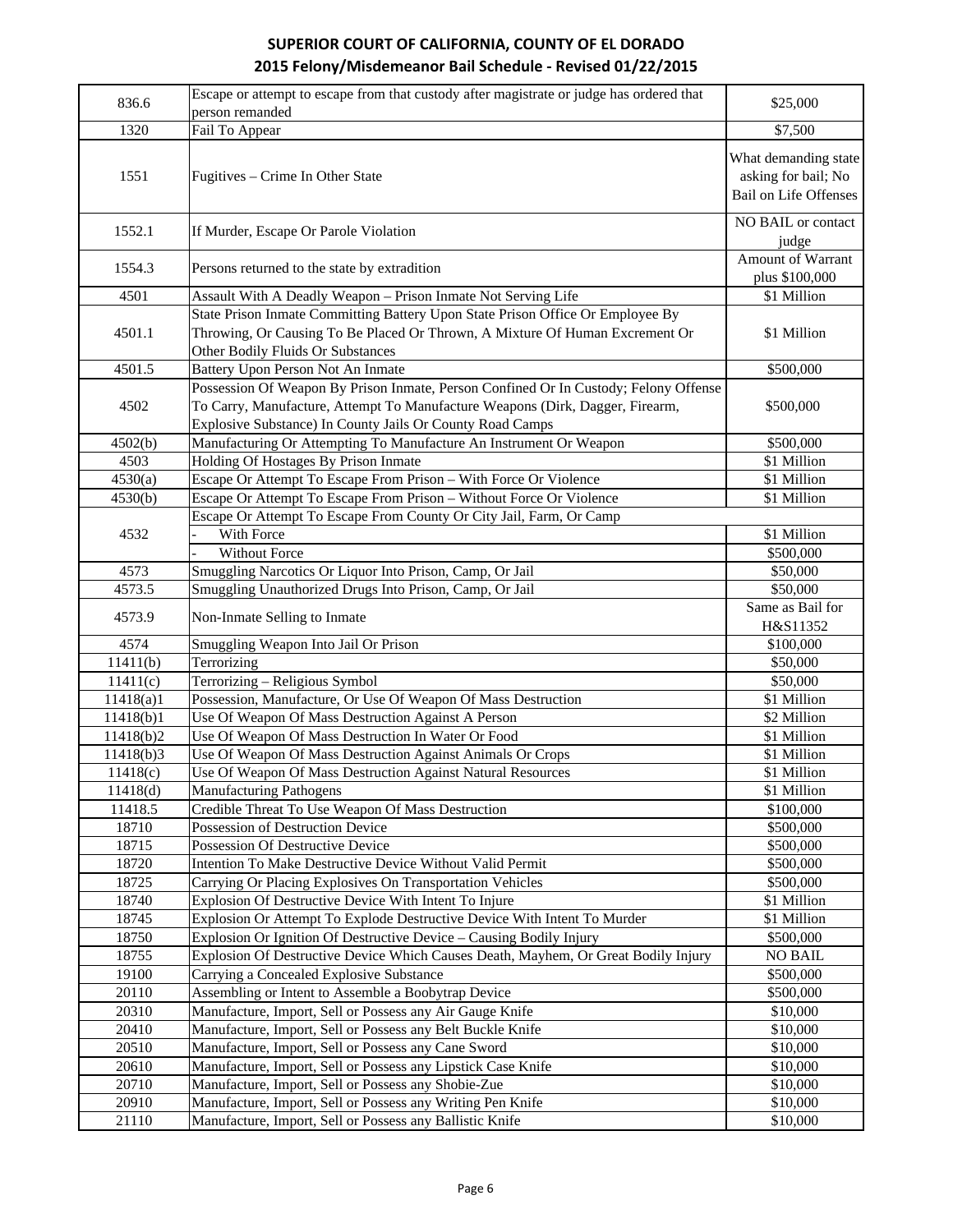# SUPERIOR COURT OF CALIFORNIA, COUNTY OF EL DORADO
## 2015 Felony/Misdemeanor Bail Schedule - Revised 01/22/2015

| | | |
|---|---|---|
| 836.6 | Escape or attempt to escape from that custody after magistrate or judge has ordered that person remanded | $25,000 |
| 1320 | Fail To Appear | $7,500 |
| 1551 | Fugitives – Crime In Other State | What demanding state asking for bail; No Bail on Life Offenses |
| 1552.1 | If Murder, Escape Or Parole Violation | NO BAIL or contact judge |
| 1554.3 | Persons returned to the state by extradition | Amount of Warrant plus $100,000 |
| 4501 | Assault With A Deadly Weapon – Prison Inmate Not Serving Life | $1 Million |
| 4501.1 | State Prison Inmate Committing Battery Upon State Prison Office Or Employee By Throwing, Or Causing To Be Placed Or Thrown, A Mixture Of Human Excrement Or Other Bodily Fluids Or Substances | $1 Million |
| 4501.5 | Battery Upon Person Not An Inmate | $500,000 |
| 4502 | Possession Of Weapon By Prison Inmate, Person Confined Or In Custody; Felony Offense To Carry, Manufacture, Attempt To Manufacture Weapons (Dirk, Dagger, Firearm, Explosive Substance) In County Jails Or County Road Camps | $500,000 |
| 4502(b) | Manufacturing Or Attempting To Manufacture An Instrument Or Weapon | $500,000 |
| 4503 | Holding Of Hostages By Prison Inmate | $1 Million |
| 4530(a) | Escape Or Attempt To Escape From Prison – With Force Or Violence | $1 Million |
| 4530(b) | Escape Or Attempt To Escape From Prison – Without Force Or Violence | $1 Million |
| 4532 | Escape Or Attempt To Escape From County Or City Jail, Farm, Or Camp | |
| | - With Force | $1 Million |
| | - Without Force | $500,000 |
| 4573 | Smuggling Narcotics Or Liquor Into Prison, Camp, Or Jail | $50,000 |
| 4573.5 | Smuggling Unauthorized Drugs Into Prison, Camp, Or Jail | $50,000 |
| 4573.9 | Non-Inmate Selling to Inmate | Same as Bail for H&S11352 |
| 4574 | Smuggling Weapon Into Jail Or Prison | $100,000 |
| 11411(b) | Terrorizing | $50,000 |
| 11411(c) | Terrorizing – Religious Symbol | $50,000 |
| 11418(a)1 | Possession, Manufacture, Or Use Of Weapon Of Mass Destruction | $1 Million |
| 11418(b)1 | Use Of Weapon Of Mass Destruction Against A Person | $2 Million |
| 11418(b)2 | Use Of Weapon Of Mass Destruction In Water Or Food | $1 Million |
| 11418(b)3 | Use Of Weapon Of Mass Destruction Against Animals Or Crops | $1 Million |
| 11418(c) | Use Of Weapon Of Mass Destruction Against Natural Resources | $1 Million |
| 11418(d) | Manufacturing Pathogens | $1 Million |
| 11418.5 | Credible Threat To Use Weapon Of Mass Destruction | $100,000 |
| 18710 | Possession of Destruction Device | $500,000 |
| 18715 | Possession Of Destructive Device | $500,000 |
| 18720 | Intention To Make Destructive Device Without Valid Permit | $500,000 |
| 18725 | Carrying Or Placing Explosives On Transportation Vehicles | $500,000 |
| 18740 | Explosion Of Destructive Device With Intent To Injure | $1 Million |
| 18745 | Explosion Or Attempt To Explode Destructive Device With Intent To Murder | $1 Million |
| 18750 | Explosion Or Ignition Of Destructive Device – Causing Bodily Injury | $500,000 |
| 18755 | Explosion Of Destructive Device Which Causes Death, Mayhem, Or Great Bodily Injury | NO BAIL |
| 19100 | Carrying a Concealed Explosive Substance | $500,000 |
| 20110 | Assembling or Intent to Assemble a Boobytrap Device | $500,000 |
| 20310 | Manufacture, Import, Sell or Possess any Air Gauge Knife | $10,000 |
| 20410 | Manufacture, Import, Sell or Possess any Belt Buckle Knife | $10,000 |
| 20510 | Manufacture, Import, Sell or Possess any Cane Sword | $10,000 |
| 20610 | Manufacture, Import, Sell or Possess any Lipstick Case Knife | $10,000 |
| 20710 | Manufacture, Import, Sell or Possess any Shobie-Zue | $10,000 |
| 20910 | Manufacture, Import, Sell or Possess any Writing Pen Knife | $10,000 |
| 21110 | Manufacture, Import, Sell or Possess any Ballistic Knife | $10,000 |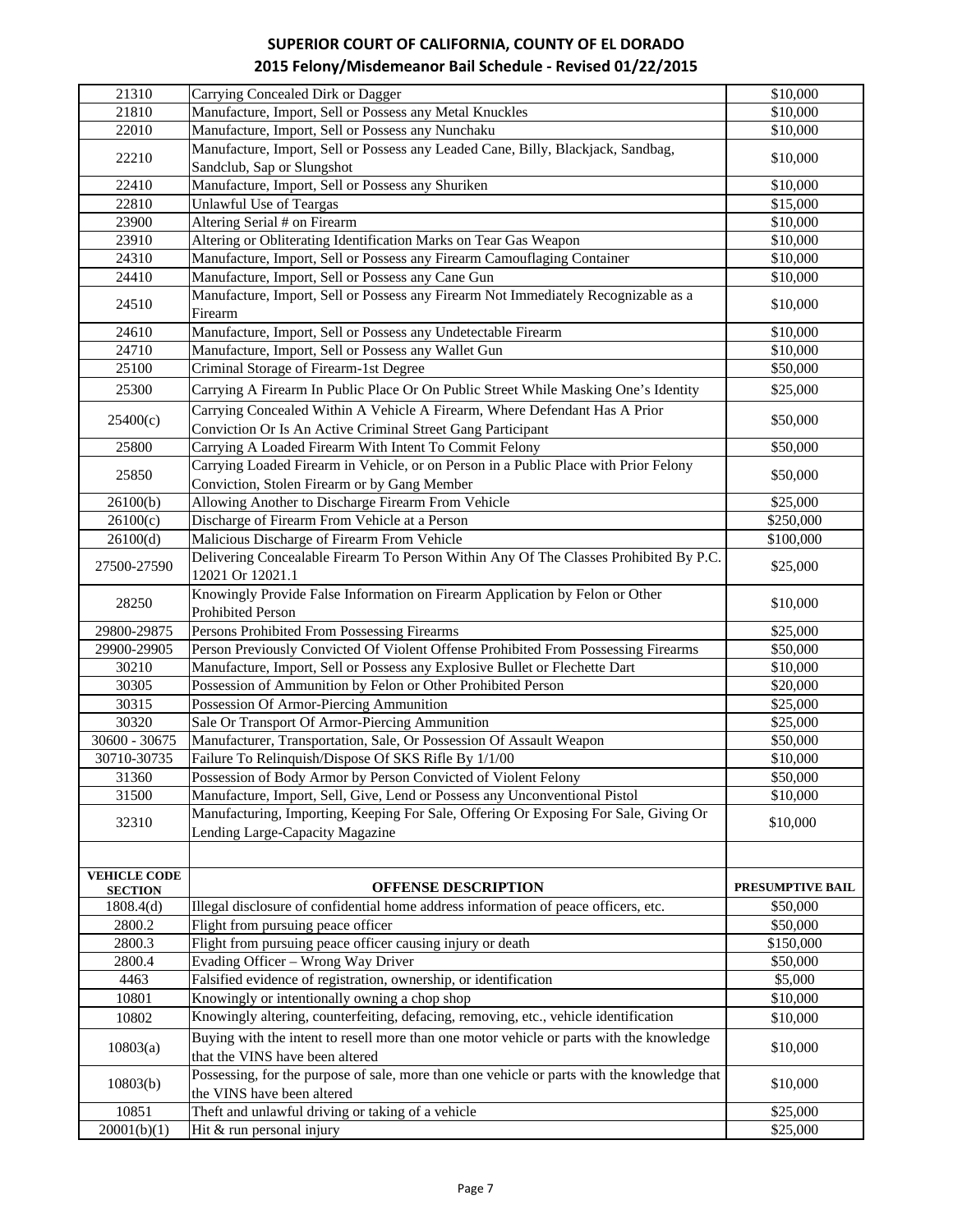## SUPERIOR COURT OF CALIFORNIA, COUNTY OF EL DORADO
## 2015 Felony/Misdemeanor Bail Schedule - Revised 01/22/2015

| | | |
|---|---|---|
| 21310 | Carrying Concealed Dirk or Dagger | $10,000 |
| 21810 | Manufacture, Import, Sell or Possess any Metal Knuckles | $10,000 |
| 22010 | Manufacture, Import, Sell or Possess any Nunchaku | $10,000 |
| 22210 | Manufacture, Import, Sell or Possess any Leaded Cane, Billy, Blackjack, Sandbag, Sandclub, Sap or Slungshot | $10,000 |
| 22410 | Manufacture, Import, Sell or Possess any Shuriken | $10,000 |
| 22810 | Unlawful Use of Teargas | $15,000 |
| 23900 | Altering Serial # on Firearm | $10,000 |
| 23910 | Altering or Obliterating Identification Marks on Tear Gas Weapon | $10,000 |
| 24310 | Manufacture, Import, Sell or Possess any Firearm Camouflaging Container | $10,000 |
| 24410 | Manufacture, Import, Sell or Possess any Cane Gun | $10,000 |
| 24510 | Manufacture, Import, Sell or Possess any Firearm Not Immediately Recognizable as a Firearm | $10,000 |
| 24610 | Manufacture, Import, Sell or Possess any Undetectable Firearm | $10,000 |
| 24710 | Manufacture, Import, Sell or Possess any Wallet Gun | $10,000 |
| 25100 | Criminal Storage of Firearm-1st Degree | $50,000 |
| 25300 | Carrying A Firearm In Public Place Or On Public Street While Masking One's Identity | $25,000 |
| 25400(c) | Carrying Concealed Within A Vehicle A Firearm, Where Defendant Has A Prior Conviction Or Is An Active Criminal Street Gang Participant | $50,000 |
| 25800 | Carrying A Loaded Firearm With Intent To Commit Felony | $50,000 |
| 25850 | Carrying Loaded Firearm in Vehicle, or on Person in a Public Place with Prior Felony Conviction, Stolen Firearm or by Gang Member | $50,000 |
| 26100(b) | Allowing Another to Discharge Firearm From Vehicle | $25,000 |
| 26100(c) | Discharge of Firearm From Vehicle at a Person | $250,000 |
| 26100(d) | Malicious Discharge of Firearm From Vehicle | $100,000 |
| 27500-27590 | Delivering Concealable Firearm To Person Within Any Of The Classes Prohibited By P.C. 12021 Or 12021.1 | $25,000 |
| 28250 | Knowingly Provide False Information on Firearm Application by Felon or Other Prohibited Person | $10,000 |
| 29800-29875 | Persons Prohibited From Possessing Firearms | $25,000 |
| 29900-29905 | Person Previously Convicted Of Violent Offense Prohibited From Possessing Firearms | $50,000 |
| 30210 | Manufacture, Import, Sell or Possess any Explosive Bullet or Flechette Dart | $10,000 |
| 30305 | Possession of Ammunition by Felon or Other Prohibited Person | $20,000 |
| 30315 | Possession Of Armor-Piercing Ammunition | $25,000 |
| 30320 | Sale Or Transport Of Armor-Piercing Ammunition | $25,000 |
| 30600 - 30675 | Manufacturer, Transportation, Sale, Or Possession Of Assault Weapon | $50,000 |
| 30710-30735 | Failure To Relinquish/Dispose Of SKS Rifle By 1/1/00 | $10,000 |
| 31360 | Possession of Body Armor by Person Convicted of Violent Felony | $50,000 |
| 31500 | Manufacture, Import, Sell, Give, Lend or Possess any Unconventional Pistol | $10,000 |
| 32310 | Manufacturing, Importing, Keeping For Sale, Offering Or Exposing For Sale, Giving Or Lending Large-Capacity Magazine | $10,000 |
| | | |
| **VEHICLE CODE SECTION** | **OFFENSE DESCRIPTION** | **PRESUMPTIVE BAIL** |
| 1808.4(d) | Illegal disclosure of confidential home address information of peace officers, etc. | $50,000 |
| 2800.2 | Flight from pursuing peace officer | $50,000 |
| 2800.3 | Flight from pursuing peace officer causing injury or death | $150,000 |
| 2800.4 | Evading Officer – Wrong Way Driver | $50,000 |
| 4463 | Falsified evidence of registration, ownership, or identification | $5,000 |
| 10801 | Knowingly or intentionally owning a chop shop | $10,000 |
| 10802 | Knowingly altering, counterfeiting, defacing, removing, etc., vehicle identification | $10,000 |
| 10803(a) | Buying with the intent to resell more than one motor vehicle or parts with the knowledge that the VINS have been altered | $10,000 |
| 10803(b) | Possessing, for the purpose of sale, more than one vehicle or parts with the knowledge that the VINS have been altered | $10,000 |
| 10851 | Theft and unlawful driving or taking of a vehicle | $25,000 |
| 20001(b)(1) | Hit & run personal injury | $25,000 |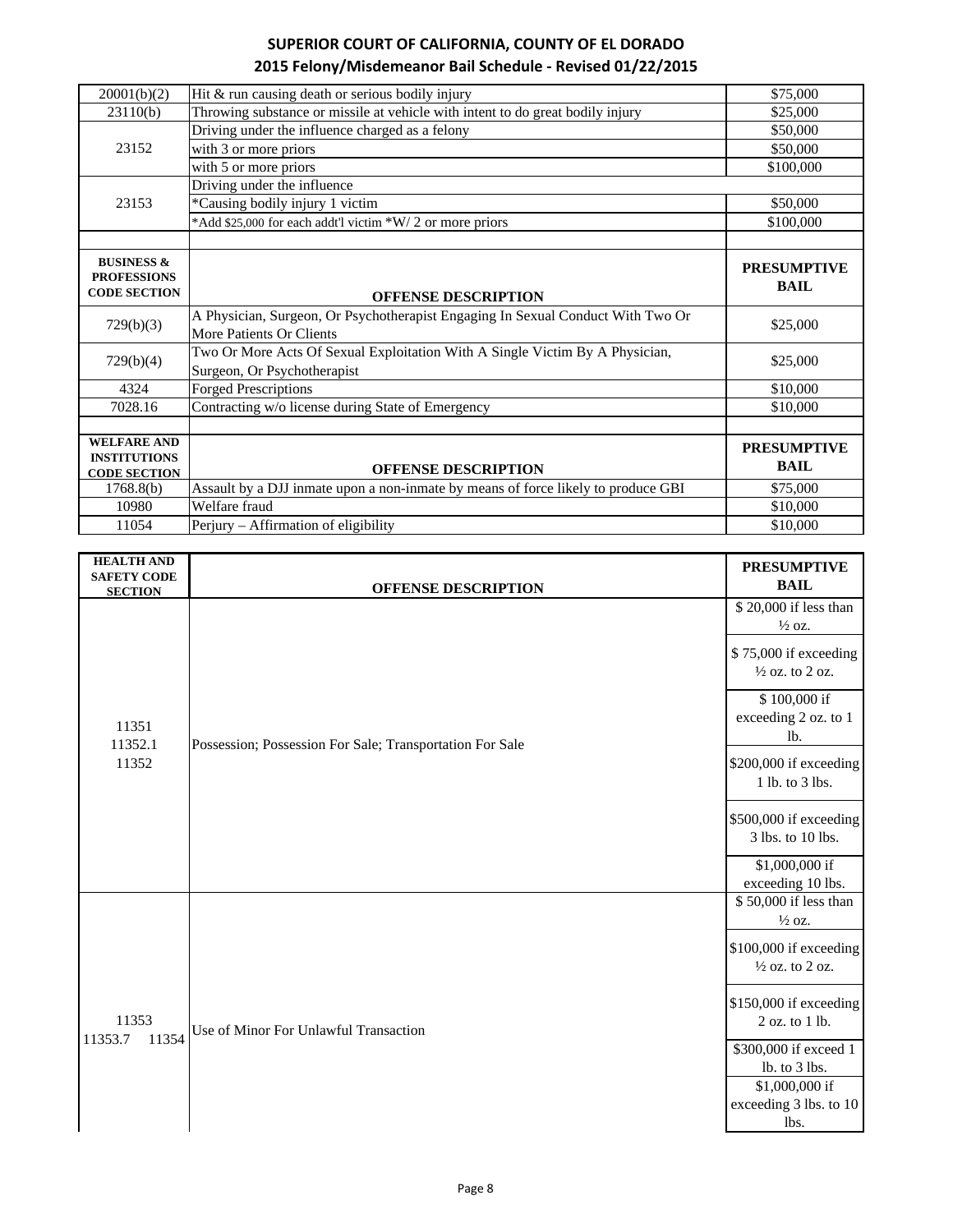| | | |
|---|---|---|
| 20001(b)(2) | Hit & run causing death or serious bodily injury | $75,000 |
| 23110(b) | Throwing substance or missile at vehicle with intent to do great bodily injury | $25,000 |
| 23152 | Driving under the influence charged as a felony | $50,000 |
| | with 3 or more priors | $50,000 |
| | with 5 or more priors | $100,000 |
| 23153 | Driving under the influence | |
| | *Causing bodily injury 1 victim | $50,000 |
| | *Add $25,000 for each addt'l victim *W/ 2 or more priors | $100,000 |

| BUSINESS & PROFESSIONS CODE SECTION | OFFENSE DESCRIPTION | PRESUMPTIVE BAIL |
|---|---|---|
| 729(b)(3) | A Physician, Surgeon, Or Psychotherapist Engaging In Sexual Conduct With Two Or More Patients Or Clients | $25,000 |
| 729(b)(4) | Two Or More Acts Of Sexual Exploitation With A Single Victim By A Physician, Surgeon, Or Psychotherapist | $25,000 |
| 4324 | Forged Prescriptions | $10,000 |
| 7028.16 | Contracting w/o license during State of Emergency | $10,000 |

| WELFARE AND INSTITUTIONS CODE SECTION | OFFENSE DESCRIPTION | PRESUMPTIVE BAIL |
|---|---|---|
| 1768.8(b) | Assault by a DJJ inmate upon a non-inmate by means of force likely to produce GBI | $75,000 |
| 10980 | Welfare fraud | $10,000 |
| 11054 | Perjury – Affirmation of eligibility | $10,000 |

| HEALTH AND SAFETY CODE SECTION | OFFENSE DESCRIPTION | PRESUMPTIVE BAIL |
|---|---|---|
| 11351 11352.1 11352 | Possession; Possession For Sale; Transportation For Sale | $ 20,000 if less than ½ oz. |
| | | $ 75,000 if exceeding ½ oz. to 2 oz. |
| | | $ 100,000 if exceeding 2 oz. to 1 lb. |
| | | $200,000 if exceeding 1 lb. to 3 lbs. |
| | | $500,000 if exceeding 3 lbs. to 10 lbs. |
| | | $1,000,000 if exceeding 10 lbs. |
| 11353 11353.7 11354 | Use of Minor For Unlawful Transaction | $ 50,000 if less than ½ oz. |
| | | $100,000 if exceeding ½ oz. to 2 oz. |
| | | $150,000 if exceeding 2 oz. to 1 lb. |
| | | $300,000 if exceed 1 lb. to 3 lbs. |
| | | $1,000,000 if exceeding 3 lbs. to 10 lbs. |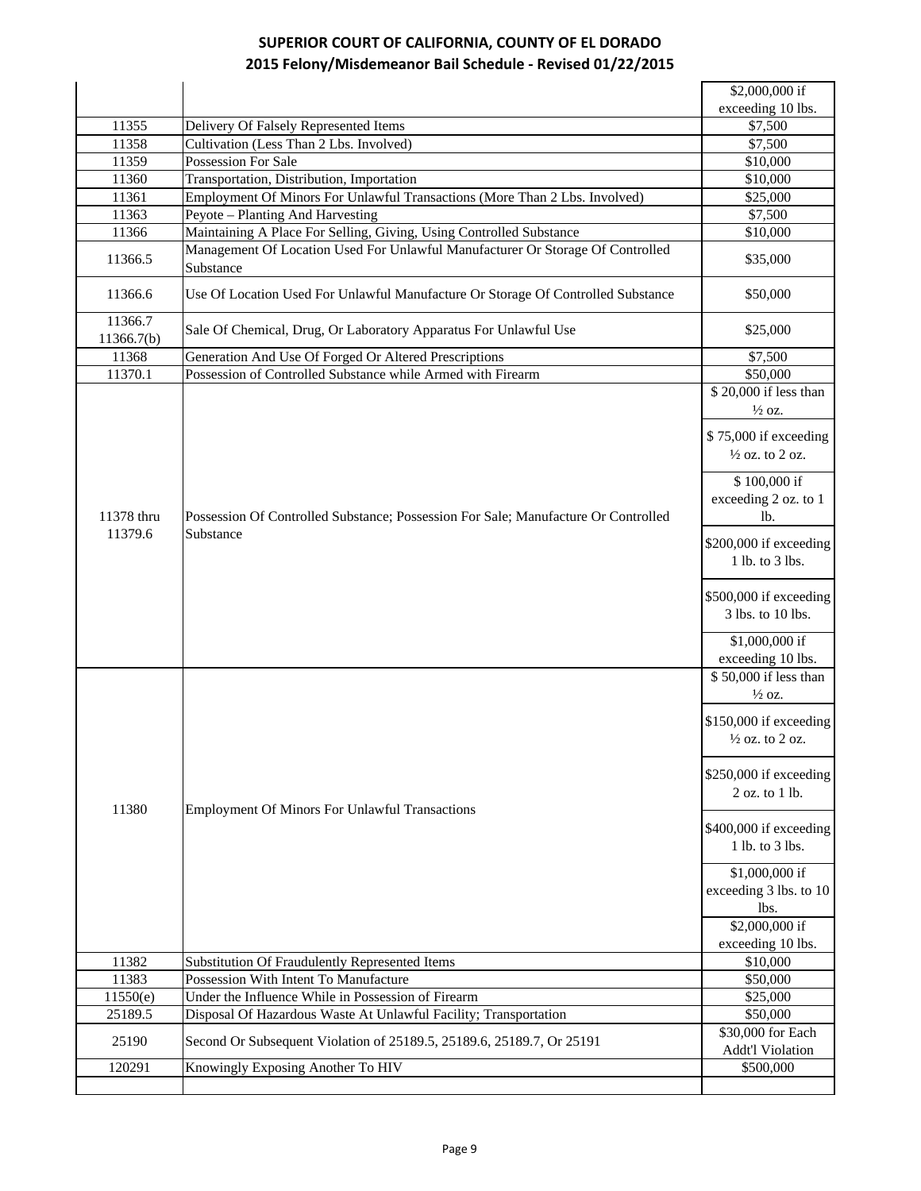| | | |
|---|---|---|
| | | \$2,000,000 if exceeding 10 lbs. |
| 11355 | Delivery Of Falsely Represented Items | \$7,500 |
| 11358 | Cultivation (Less Than 2 Lbs. Involved) | \$7,500 |
| 11359 | Possession For Sale | \$10,000 |
| 11360 | Transportation, Distribution, Importation | \$10,000 |
| 11361 | Employment Of Minors For Unlawful Transactions (More Than 2 Lbs. Involved) | \$25,000 |
| 11363 | Peyote – Planting And Harvesting | \$7,500 |
| 11366 | Maintaining A Place For Selling, Giving, Using Controlled Substance | \$10,000 |
| 11366.5 | Management Of Location Used For Unlawful Manufacturer Or Storage Of Controlled Substance | \$35,000 |
| 11366.6 | Use Of Location Used For Unlawful Manufacture Or Storage Of Controlled Substance | \$50,000 |
| 11366.7 11366.7(b) | Sale Of Chemical, Drug, Or Laboratory Apparatus For Unlawful Use | \$25,000 |
| 11368 | Generation And Use Of Forged Or Altered Prescriptions | \$7,500 |
| 11370.1 | Possession of Controlled Substance while Armed with Firearm | \$50,000 |
| 11378 thru 11379.6 | Possession Of Controlled Substance; Possession For Sale; Manufacture Or Controlled Substance | \$ 20,000 if less than ½ oz. |
| | | \$ 75,000 if exceeding ½ oz. to 2 oz. |
| | | \$ 100,000 if exceeding 2 oz. to 1 lb. |
| | | \$200,000 if exceeding 1 lb. to 3 lbs. |
| | | \$500,000 if exceeding 3 lbs. to 10 lbs. |
| | | \$1,000,000 if exceeding 10 lbs. |
| 11380 | Employment Of Minors For Unlawful Transactions | \$ 50,000 if less than ½ oz. |
| | | \$150,000 if exceeding ½ oz. to 2 oz. |
| | | \$250,000 if exceeding 2 oz. to 1 lb. |
| | | \$400,000 if exceeding 1 lb. to 3 lbs. |
| | | \$1,000,000 if exceeding 3 lbs. to 10 lbs. |
| | | \$2,000,000 if exceeding 10 lbs. |
| 11382 | Substitution Of Fraudulently Represented Items | \$10,000 |
| 11383 | Possession With Intent To Manufacture | \$50,000 |
| 11550(e) | Under the Influence While in Possession of Firearm | \$25,000 |
| 25189.5 | Disposal Of Hazardous Waste At Unlawful Facility; Transportation | \$50,000 |
| 25190 | Second Or Subsequent Violation of 25189.5, 25189.6, 25189.7, Or 25191 | \$30,000 for Each Addt'l Violation |
| 120291 | Knowingly Exposing Another To HIV | \$500,000 |
| | | |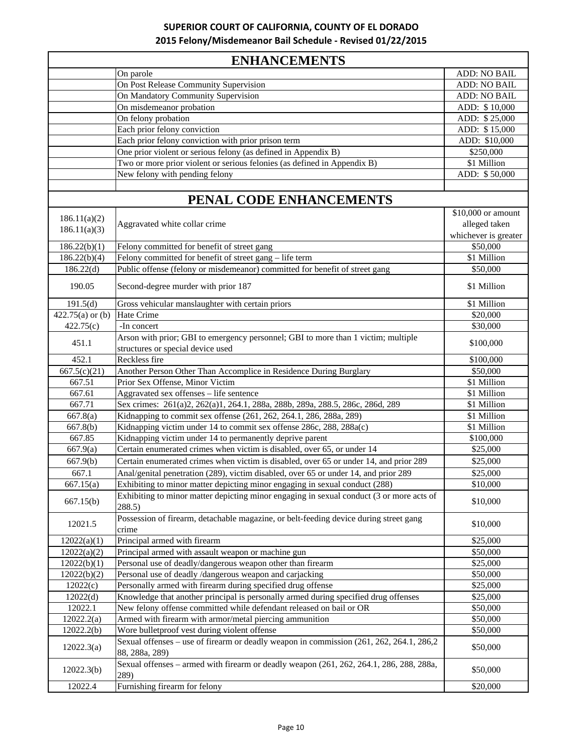# SUPERIOR COURT OF CALIFORNIA, COUNTY OF EL DORADO
## 2015 Felony/Misdemeanor Bail Schedule - Revised 01/22/2015

## ENHANCEMENTS

| | | |
|---|---|---|
| | On parole | ADD: NO BAIL |
| | On Post Release Community Supervision | ADD: NO BAIL |
| | On Mandatory Community Supervision | ADD: NO BAIL |
| | On misdemeanor probation | ADD: $ 10,000 |
| | On felony probation | ADD: $ 25,000 |
| | Each prior felony conviction | ADD: $ 15,000 |
| | Each prior felony conviction with prior prison term | ADD: $10,000 |
| | One prior violent or serious felony (as defined in Appendix B) | $250,000 |
| | Two or more prior violent or serious felonies (as defined in Appendix B) | $1 Million |
| | New felony with pending felony | ADD: $ 50,000 |

## PENAL CODE ENHANCEMENTS

| | | |
|---|---|---|
| 186.11(a)(2) 186.11(a)(3) | Aggravated white collar crime | $10,000 or amount alleged taken whichever is greater |
| 186.22(b)(1) | Felony committed for benefit of street gang | $50,000 |
| 186.22(b)(4) | Felony committed for benefit of street gang – life term | $1 Million |
| 186.22(d) | Public offense (felony or misdemeanor) committed for benefit of street gang | $50,000 |
| 190.05 | Second-degree murder with prior 187 | $1 Million |
| 191.5(d) | Gross vehicular manslaughter with certain priors | $1 Million |
| 422.75(a) or (b) | Hate Crime | $20,000 |
| 422.75(c) | -In concert | $30,000 |
| 451.1 | Arson with prior; GBI to emergency personnel; GBI to more than 1 victim; multiple structures or special device used | $100,000 |
| 452.1 | Reckless fire | $100,000 |
| 667.5(c)(21) | Another Person Other Than Accomplice in Residence During Burglary | $50,000 |
| 667.51 | Prior Sex Offense, Minor Victim | $1 Million |
| 667.61 | Aggravated sex offenses – life sentence | $1 Million |
| 667.71 | Sex crimes: 261(a)2, 262(a)1, 264.1, 288a, 288b, 289a, 288.5, 286c, 286d, 289 | $1 Million |
| 667.8(a) | Kidnapping to commit sex offense (261, 262, 264.1, 286, 288a, 289) | $1 Million |
| 667.8(b) | Kidnapping victim under 14 to commit sex offense 286c, 288, 288a(c) | $1 Million |
| 667.85 | Kidnapping victim under 14 to permanently deprive parent | $100,000 |
| 667.9(a) | Certain enumerated crimes when victim is disabled, over 65, or under 14 | $25,000 |
| 667.9(b) | Certain enumerated crimes when victim is disabled, over 65 or under 14, and prior 289 | $25,000 |
| 667.1 | Anal/genital penetration (289), victim disabled, over 65 or under 14, and prior 289 | $25,000 |
| 667.15(a) | Exhibiting to minor matter depicting minor engaging in sexual conduct (288) | $10,000 |
| 667.15(b) | Exhibiting to minor matter depicting minor engaging in sexual conduct (3 or more acts of 288.5) | $10,000 |
| 12021.5 | Possession of firearm, detachable magazine, or belt-feeding device during street gang crime | $10,000 |
| 12022(a)(1) | Principal armed with firearm | $25,000 |
| 12022(a)(2) | Principal armed with assault weapon or machine gun | $50,000 |
| 12022(b)(1) | Personal use of deadly/dangerous weapon other than firearm | $25,000 |
| 12022(b)(2) | Personal use of deadly /dangerous weapon and carjacking | $50,000 |
| 12022(c) | Personally armed with firearm during specified drug offense | $25,000 |
| 12022(d) | Knowledge that another principal is personally armed during specified drug offenses | $25,000 |
| 12022.1 | New felony offense committed while defendant released on bail or OR | $50,000 |
| 12022.2(a) | Armed with firearm with armor/metal piercing ammunition | $50,000 |
| 12022.2(b) | Wore bulletproof vest during violent offense | $50,000 |
| 12022.3(a) | Sexual offenses – use of firearm or deadly weapon in commission (261, 262, 264.1, 286,2 88, 288a, 289) | $50,000 |
| 12022.3(b) | Sexual offenses – armed with firearm or deadly weapon (261, 262, 264.1, 286, 288, 288a, 289) | $50,000 |
| 12022.4 | Furnishing firearm for felony | $20,000 |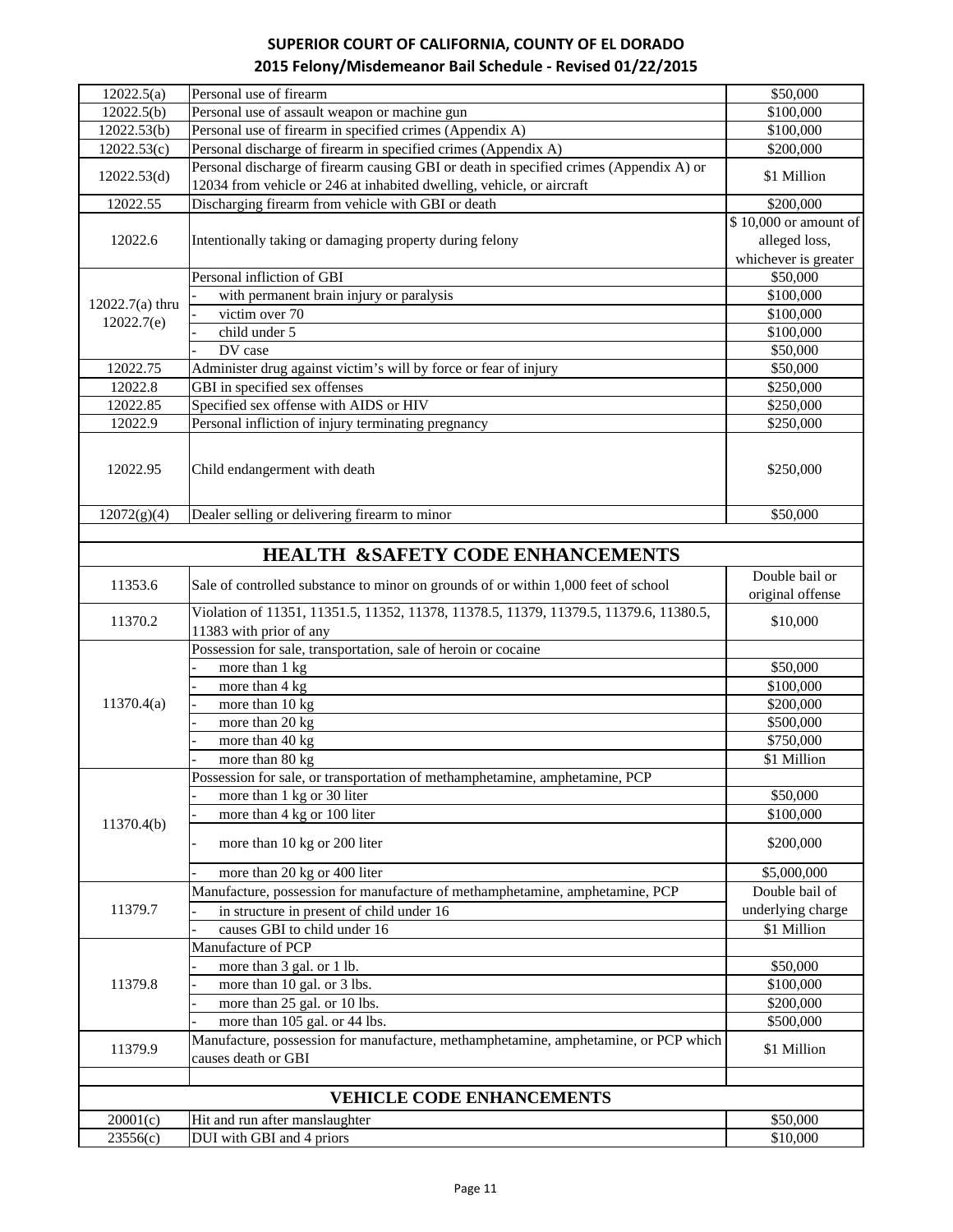# SUPERIOR COURT OF CALIFORNIA, COUNTY OF EL DORADO

## 2015 Felony/Misdemeanor Bail Schedule - Revised 01/22/2015

| | | |
|---|---|---|
| 12022.5(a) | Personal use of firearm | $50,000 |
| 12022.5(b) | Personal use of assault weapon or machine gun | $100,000 |
| 12022.53(b) | Personal use of firearm in specified crimes (Appendix A) | $100,000 |
| 12022.53(c) | Personal discharge of firearm in specified crimes (Appendix A) | $200,000 |
| 12022.53(d) | Personal discharge of firearm causing GBI or death in specified crimes (Appendix A) or 12034 from vehicle or 246 at inhabited dwelling, vehicle, or aircraft | $1 Million |
| 12022.55 | Discharging firearm from vehicle with GBI or death | $200,000 |
| 12022.6 | Intentionally taking or damaging property during felony | $ 10,000 or amount of alleged loss, whichever is greater |
| 12022.7(a) thru 12022.7(e) | Personal infliction of GBI | $50,000 |
| | - with permanent brain injury or paralysis | $100,000 |
| | - victim over 70 | $100,000 |
| | - child under 5 | $100,000 |
| | - DV case | $50,000 |
| 12022.75 | Administer drug against victim's will by force or fear of injury | $50,000 |
| 12022.8 | GBI in specified sex offenses | $250,000 |
| 12022.85 | Specified sex offense with AIDS or HIV | $250,000 |
| 12022.9 | Personal infliction of injury terminating pregnancy | $250,000 |
| 12022.95 | Child endangerment with death | $250,000 |
| 12072(g)(4) | Dealer selling or delivering firearm to minor | $50,000 |
| | | |
| | **HEALTH &SAFETY CODE ENHANCEMENTS** | |
| 11353.6 | Sale of controlled substance to minor on grounds of or within 1,000 feet of school | Double bail or original offense |
| 11370.2 | Violation of 11351, 11351.5, 11352, 11378, 11378.5, 11379, 11379.5, 11379.6, 11380.5, 11383 with prior of any | $10,000 |
| 11370.4(a) | Possession for sale, transportation, sale of heroin or cocaine | |
| | - more than 1 kg | $50,000 |
| | - more than 4 kg | $100,000 |
| | - more than 10 kg | $200,000 |
| | - more than 20 kg | $500,000 |
| | - more than 40 kg | $750,000 |
| | - more than 80 kg | $1 Million |
| 11370.4(b) | Possession for sale, or transportation of methamphetamine, amphetamine, PCP | |
| | - more than 1 kg or 30 liter | $50,000 |
| | - more than 4 kg or 100 liter | $100,000 |
| | - more than 10 kg or 200 liter | $200,000 |
| | - more than 20 kg or 400 liter | $5,000,000 |
| 11379.7 | Manufacture, possession for manufacture of methamphetamine, amphetamine, PCP | Double bail of underlying charge |
| | - in structure in present of child under 16 | |
| | - causes GBI to child under 16 | $1 Million |
| 11379.8 | Manufacture of PCP | |
| | - more than 3 gal. or 1 lb. | $50,000 |
| | - more than 10 gal. or 3 lbs. | $100,000 |
| | - more than 25 gal. or 10 lbs. | $200,000 |
| | - more than 105 gal. or 44 lbs. | $500,000 |
| 11379.9 | Manufacture, possession for manufacture, methamphetamine, amphetamine, or PCP which causes death or GBI | $1 Million |
| | | |
| | **VEHICLE CODE ENHANCEMENTS** | |
| 20001(c) | Hit and run after manslaughter | $50,000 |
| 23556(c) | DUI with GBI and 4 priors | $10,000 |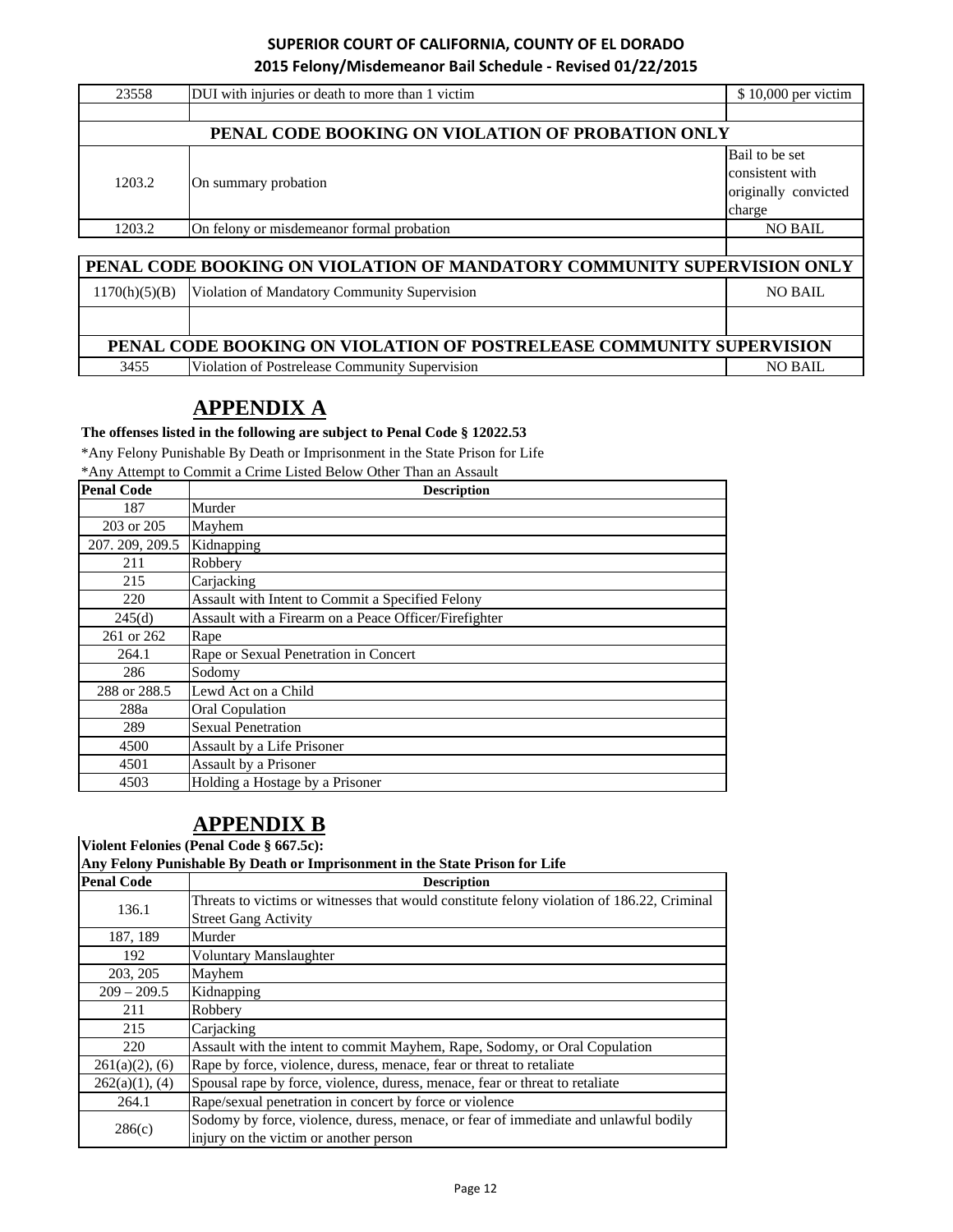| | | |
|---|---|---|
| 23558 | DUI with injuries or death to more than 1 victim | $ 10,000 per victim |
| | | |
| **PENAL CODE BOOKING ON VIOLATION OF PROBATION ONLY** | | |
| 1203.2 | On summary probation | Bail to be set consistent with originally convicted charge |
| 1203.2 | On felony or misdemeanor formal probation | NO BAIL |
| | | |
| **PENAL CODE BOOKING ON VIOLATION OF MANDATORY COMMUNITY SUPERVISION ONLY** | | |
| 1170(h)(5)(B) | Violation of Mandatory Community Supervision | NO BAIL |
| | | |
| **PENAL CODE BOOKING ON VIOLATION OF POSTRELEASE COMMUNITY SUPERVISION** | | |
| 3455 | Violation of Postrelease Community Supervision | NO BAIL |

## APPENDIX A

**The offenses listed in the following are subject to Penal Code § 12022.53**

*Any Felony Punishable By Death or Imprisonment in the State Prison for Life

*Any Attempt to Commit a Crime Listed Below Other Than an Assault

| Penal Code | Description |
|---|---|
| 187 | Murder |
| 203 or 205 | Mayhem |
| 207. 209, 209.5 | Kidnapping |
| 211 | Robbery |
| 215 | Carjacking |
| 220 | Assault with Intent to Commit a Specified Felony |
| 245(d) | Assault with a Firearm on a Peace Officer/Firefighter |
| 261 or 262 | Rape |
| 264.1 | Rape or Sexual Penetration in Concert |
| 286 | Sodomy |
| 288 or 288.5 | Lewd Act on a Child |
| 288a | Oral Copulation |
| 289 | Sexual Penetration |
| 4500 | Assault by a Life Prisoner |
| 4501 | Assault by a Prisoner |
| 4503 | Holding a Hostage by a Prisoner |

## APPENDIX B

**Violent Felonies (Penal Code § 667.5c):**

**Any Felony Punishable By Death or Imprisonment in the State Prison for Life**

| Penal Code | Description |
|---|---|
| 136.1 | Threats to victims or witnesses that would constitute felony violation of 186.22, Criminal Street Gang Activity |
| 187, 189 | Murder |
| 192 | Voluntary Manslaughter |
| 203, 205 | Mayhem |
| 209 – 209.5 | Kidnapping |
| 211 | Robbery |
| 215 | Carjacking |
| 220 | Assault with the intent to commit Mayhem, Rape, Sodomy, or Oral Copulation |
| 261(a)(2), (6) | Rape by force, violence, duress, menace, fear or threat to retaliate |
| 262(a)(1), (4) | Spousal rape by force, violence, duress, menace, fear or threat to retaliate |
| 264.1 | Rape/sexual penetration in concert by force or violence |
| 286(c) | Sodomy by force, violence, duress, menace, or fear of immediate and unlawful bodily injury on the victim or another person |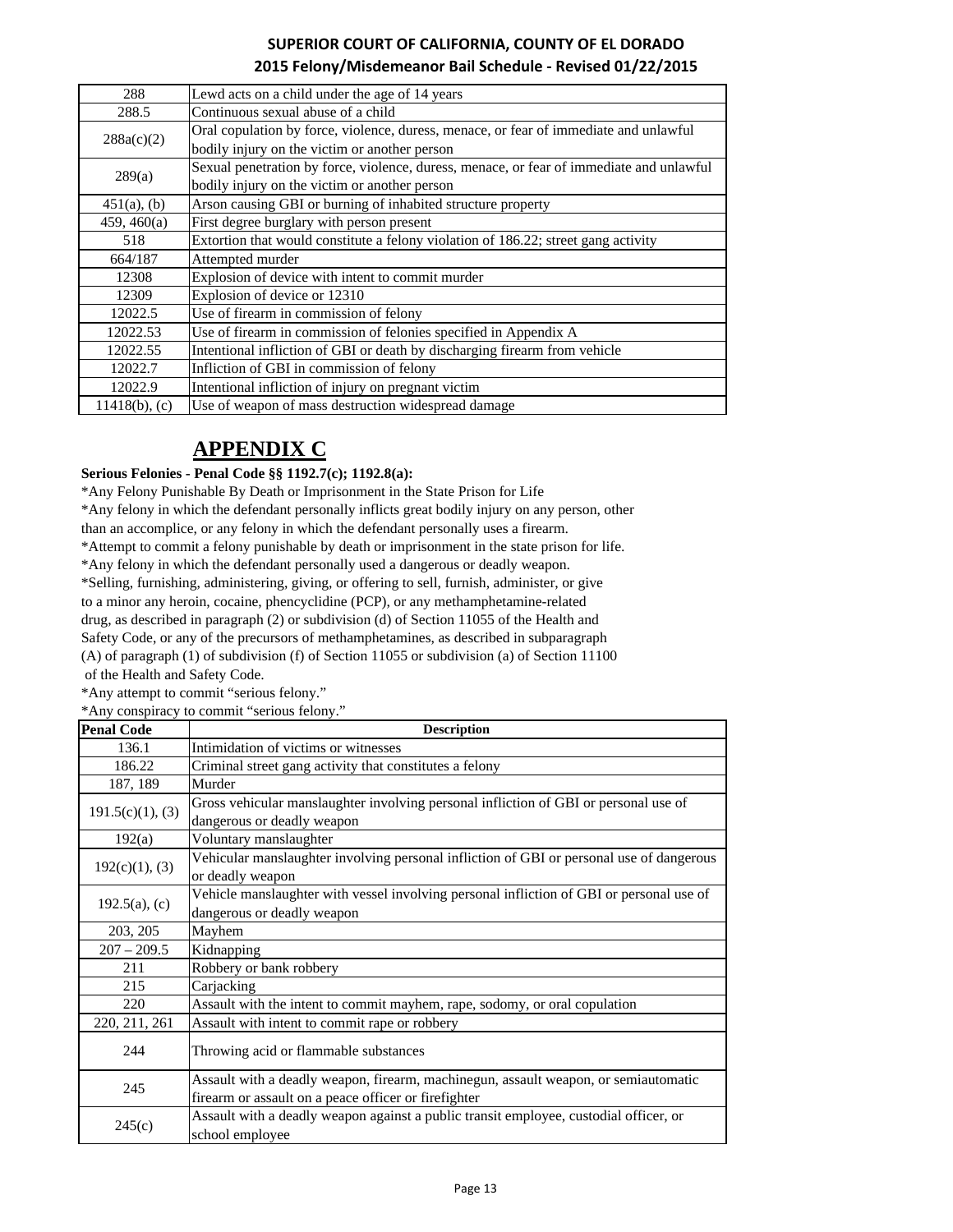| | |
|---|---|
| 288 | Lewd acts on a child under the age of 14 years |
| 288.5 | Continuous sexual abuse of a child |
| 288a(c)(2) | Oral copulation by force, violence, duress, menace, or fear of immediate and unlawful bodily injury on the victim or another person |
| 289(a) | Sexual penetration by force, violence, duress, menace, or fear of immediate and unlawful bodily injury on the victim or another person |
| 451(a), (b) | Arson causing GBI or burning of inhabited structure property |
| 459, 460(a) | First degree burglary with person present |
| 518 | Extortion that would constitute a felony violation of 186.22; street gang activity |
| 664/187 | Attempted murder |
| 12308 | Explosion of device with intent to commit murder |
| 12309 | Explosion of device or 12310 |
| 12022.5 | Use of firearm in commission of felony |
| 12022.53 | Use of firearm in commission of felonies specified in Appendix A |
| 12022.55 | Intentional infliction of GBI or death by discharging firearm from vehicle |
| 12022.7 | Infliction of GBI in commission of felony |
| 12022.9 | Intentional infliction of injury on pregnant victim |
| 11418(b), (c) | Use of weapon of mass destruction widespread damage |

# APPENDIX C

**Serious Felonies - Penal Code §§ 1192.7(c); 1192.8(a):**

*Any Felony Punishable By Death or Imprisonment in the State Prison for Life

*Any felony in which the defendant personally inflicts great bodily injury on any person, other than an accomplice, or any felony in which the defendant personally uses a firearm.

*Attempt to commit a felony punishable by death or imprisonment in the state prison for life.

*Any felony in which the defendant personally used a dangerous or deadly weapon.

*Selling, furnishing, administering, giving, or offering to sell, furnish, administer, or give to a minor any heroin, cocaine, phencyclidine (PCP), or any methamphetamine-related drug, as described in paragraph (2) or subdivision (d) of Section 11055 of the Health and Safety Code, or any of the precursors of methamphetamines, as described in subparagraph (A) of paragraph (1) of subdivision (f) of Section 11055 or subdivision (a) of Section 11100 of the Health and Safety Code.

*Any attempt to commit "serious felony."

*Any conspiracy to commit "serious felony."

| Penal Code | Description |
|---|---|
| 136.1 | Intimidation of victims or witnesses |
| 186.22 | Criminal street gang activity that constitutes a felony |
| 187, 189 | Murder |
| 191.5(c)(1), (3) | Gross vehicular manslaughter involving personal infliction of GBI or personal use of dangerous or deadly weapon |
| 192(a) | Voluntary manslaughter |
| 192(c)(1), (3) | Vehicular manslaughter involving personal infliction of GBI or personal use of dangerous or deadly weapon |
| 192.5(a), (c) | Vehicle manslaughter with vessel involving personal infliction of GBI or personal use of dangerous or deadly weapon |
| 203, 205 | Mayhem |
| 207 – 209.5 | Kidnapping |
| 211 | Robbery or bank robbery |
| 215 | Carjacking |
| 220 | Assault with the intent to commit mayhem, rape, sodomy, or oral copulation |
| 220, 211, 261 | Assault with intent to commit rape or robbery |
| 244 | Throwing acid or flammable substances |
| 245 | Assault with a deadly weapon, firearm, machinegun, assault weapon, or semiautomatic firearm or assault on a peace officer or firefighter |
| 245(c) | Assault with a deadly weapon against a public transit employee, custodial officer, or school employee |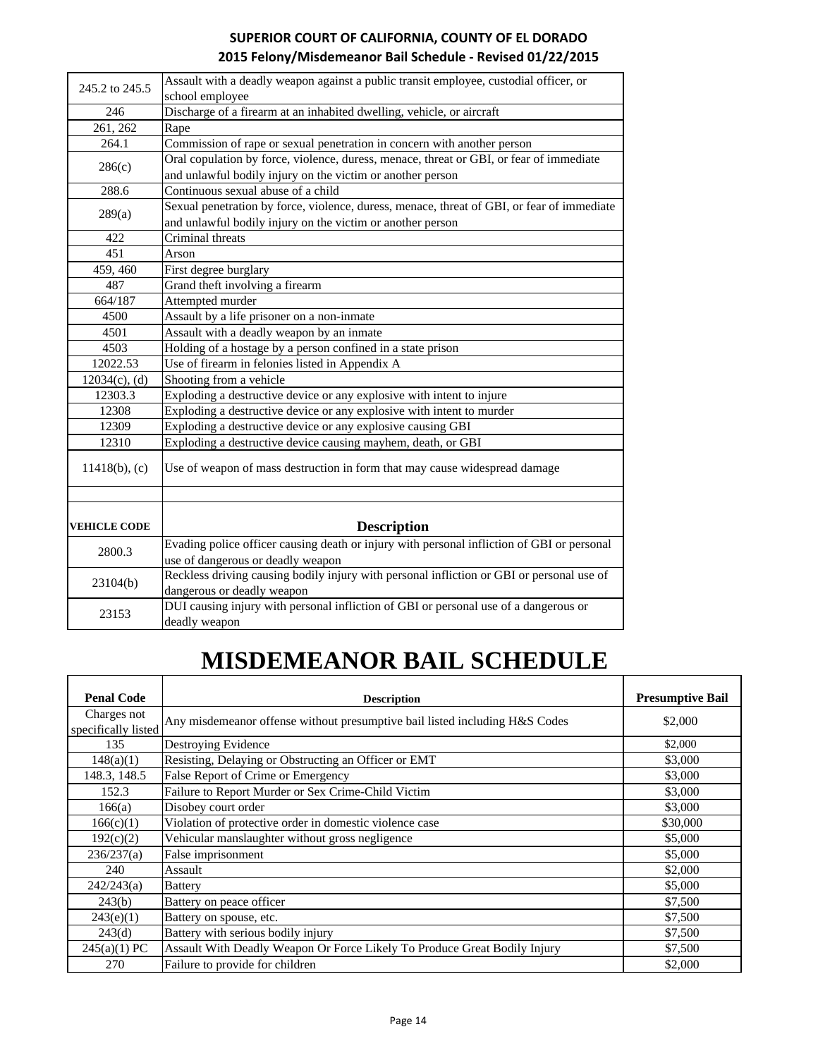| | |
|---|---|
| 245.2 to 245.5 | Assault with a deadly weapon against a public transit employee, custodial officer, or school employee |
| 246 | Discharge of a firearm at an inhabited dwelling, vehicle, or aircraft |
| 261, 262 | Rape |
| 264.1 | Commission of rape or sexual penetration in concern with another person |
| 286(c) | Oral copulation by force, violence, duress, menace, threat or GBI, or fear of immediate and unlawful bodily injury on the victim or another person |
| 288.6 | Continuous sexual abuse of a child |
| 289(a) | Sexual penetration by force, violence, duress, menace, threat of GBI, or fear of immediate and unlawful bodily injury on the victim or another person |
| 422 | Criminal threats |
| 451 | Arson |
| 459, 460 | First degree burglary |
| 487 | Grand theft involving a firearm |
| 664/187 | Attempted murder |
| 4500 | Assault by a life prisoner on a non-inmate |
| 4501 | Assault with a deadly weapon by an inmate |
| 4503 | Holding of a hostage by a person confined in a state prison |
| 12022.53 | Use of firearm in felonies listed in Appendix A |
| 12034(c), (d) | Shooting from a vehicle |
| 12303.3 | Exploding a destructive device or any explosive with intent to injure |
| 12308 | Exploding a destructive device or any explosive with intent to murder |
| 12309 | Exploding a destructive device or any explosive causing GBI |
| 12310 | Exploding a destructive device causing mayhem, death, or GBI |
| 11418(b), (c) | Use of weapon of mass destruction in form that may cause widespread damage |

| VEHICLE CODE | Description |
|---|---|
| 2800.3 | Evading police officer causing death or injury with personal infliction of GBI or personal use of dangerous or deadly weapon |
| 23104(b) | Reckless driving causing bodily injury with personal infliction or GBI or personal use of dangerous or deadly weapon |
| 23153 | DUI causing injury with personal infliction of GBI or personal use of a dangerous or deadly weapon |

# MISDEMEANOR BAIL SCHEDULE

| Penal Code | Description | Presumptive Bail |
|---|---|---|
| Charges not specifically listed | Any misdemeanor offense without presumptive bail listed including H&S Codes | $2,000 |
| 135 | Destroying Evidence | $2,000 |
| 148(a)(1) | Resisting, Delaying or Obstructing an Officer or EMT | $3,000 |
| 148.3, 148.5 | False Report of Crime or Emergency | $3,000 |
| 152.3 | Failure to Report Murder or Sex Crime-Child Victim | $3,000 |
| 166(a) | Disobey court order | $3,000 |
| 166(c)(1) | Violation of protective order in domestic violence case | $30,000 |
| 192(c)(2) | Vehicular manslaughter without gross negligence | $5,000 |
| 236/237(a) | False imprisonment | $5,000 |
| 240 | Assault | $2,000 |
| 242/243(a) | Battery | $5,000 |
| 243(b) | Battery on peace officer | $7,500 |
| 243(e)(1) | Battery on spouse, etc. | $7,500 |
| 243(d) | Battery with serious bodily injury | $7,500 |
| 245(a)(1) PC | Assault With Deadly Weapon Or Force Likely To Produce Great Bodily Injury | $7,500 |
| 270 | Failure to provide for children | $2,000 |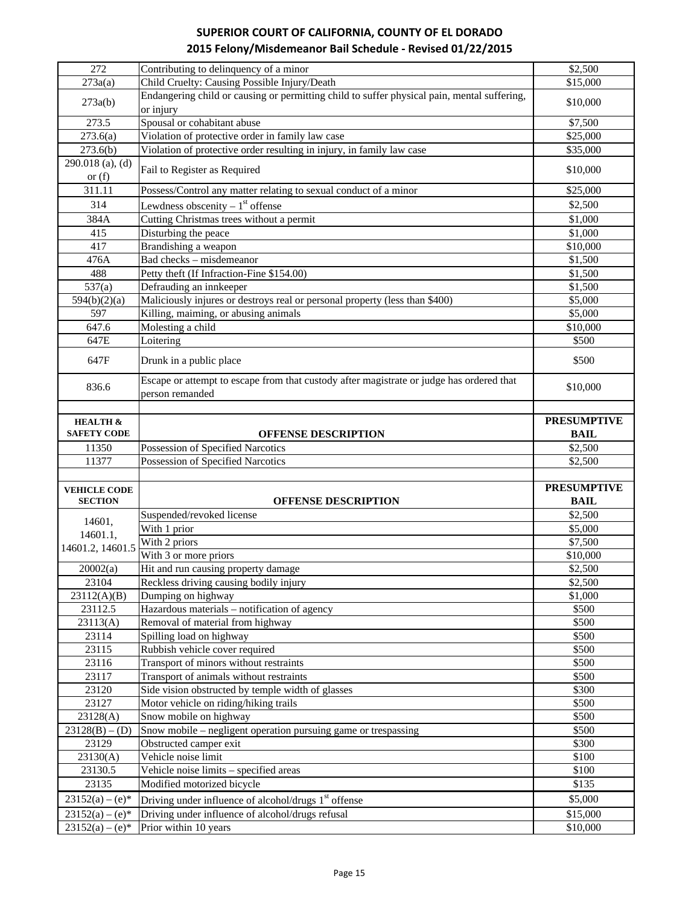## SUPERIOR COURT OF CALIFORNIA, COUNTY OF EL DORADO
## 2015 Felony/Misdemeanor Bail Schedule - Revised 01/22/2015

| | | |
|---|---|---|
| 272 | Contributing to delinquency of a minor | $2,500 |
| 273a(a) | Child Cruelty: Causing Possible Injury/Death | $15,000 |
| 273a(b) | Endangering child or causing or permitting child to suffer physical pain, mental suffering, or injury | $10,000 |
| 273.5 | Spousal or cohabitant abuse | $7,500 |
| 273.6(a) | Violation of protective order in family law case | $25,000 |
| 273.6(b) | Violation of protective order resulting in injury, in family law case | $35,000 |
| 290.018 (a), (d) or (f) | Fail to Register as Required | $10,000 |
| 311.11 | Possess/Control any matter relating to sexual conduct of a minor | $25,000 |
| 314 | Lewdness obscenity – 1st offense | $2,500 |
| 384A | Cutting Christmas trees without a permit | $1,000 |
| 415 | Disturbing the peace | $1,000 |
| 417 | Brandishing a weapon | $10,000 |
| 476A | Bad checks – misdemeanor | $1,500 |
| 488 | Petty theft (If Infraction-Fine $154.00) | $1,500 |
| 537(a) | Defrauding an innkeeper | $1,500 |
| 594(b)(2)(a) | Maliciously injures or destroys real or personal property (less than $400) | $5,000 |
| 597 | Killing, maiming, or abusing animals | $5,000 |
| 647.6 | Molesting a child | $10,000 |
| 647E | Loitering | $500 |
| 647F | Drunk in a public place | $500 |
| 836.6 | Escape or attempt to escape from that custody after magistrate or judge has ordered that person remanded | $10,000 |

| HEALTH & SAFETY CODE | OFFENSE DESCRIPTION | PRESUMPTIVE BAIL |
|---|---|---|
| 11350 | Possession of Specified Narcotics | $2,500 |
| 11377 | Possession of Specified Narcotics | $2,500 |

| VEHICLE CODE SECTION | OFFENSE DESCRIPTION | PRESUMPTIVE BAIL |
|---|---|---|
| 14601, 14601.1, 14601.2, 14601.5 | Suspended/revoked license | $2,500 |
| | With 1 prior | $5,000 |
| | With 2 priors | $7,500 |
| | With 3 or more priors | $10,000 |
| 20002(a) | Hit and run causing property damage | $2,500 |
| 23104 | Reckless driving causing bodily injury | $2,500 |
| 23112(A)(B) | Dumping on highway | $1,000 |
| 23112.5 | Hazardous materials – notification of agency | $500 |
| 23113(A) | Removal of material from highway | $500 |
| 23114 | Spilling load on highway | $500 |
| 23115 | Rubbish vehicle cover required | $500 |
| 23116 | Transport of minors without restraints | $500 |
| 23117 | Transport of animals without restraints | $500 |
| 23120 | Side vision obstructed by temple width of glasses | $300 |
| 23127 | Motor vehicle on riding/hiking trails | $500 |
| 23128(A) | Snow mobile on highway | $500 |
| 23128(B) – (D) | Snow mobile – negligent operation pursuing game or trespassing | $500 |
| 23129 | Obstructed camper exit | $300 |
| 23130(A) | Vehicle noise limit | $100 |
| 23130.5 | Vehicle noise limits – specified areas | $100 |
| 23135 | Modified motorized bicycle | $135 |
| 23152(a) – (e)* | Driving under influence of alcohol/drugs 1st offense | $5,000 |
| 23152(a) – (e)* | Driving under influence of alcohol/drugs refusal | $15,000 |
| 23152(a) – (e)* | Prior within 10 years | $10,000 |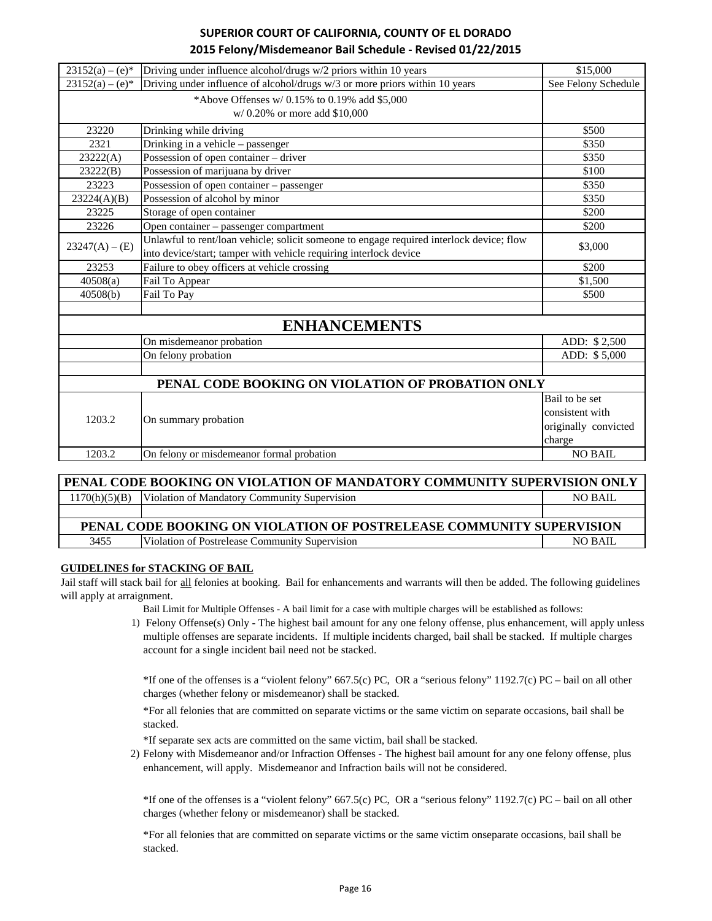| | | |
|---|---|---|
| 23152(a) – (e)* | Driving under influence alcohol/drugs w/2 priors within 10 years | $15,000 |
| 23152(a) – (e)* | Driving under influence of alcohol/drugs w/3 or more priors within 10 years | See Felony Schedule |
| *Above Offenses w/ 0.15% to 0.19% add $5,000 w/ 0.20% or more add $10,000 | | |
| 23220 | Drinking while driving | $500 |
| 2321 | Drinking in a vehicle – passenger | $350 |
| 23222(A) | Possession of open container – driver | $350 |
| 23222(B) | Possession of marijuana by driver | $100 |
| 23223 | Possession of open container – passenger | $350 |
| 23224(A)(B) | Possession of alcohol by minor | $350 |
| 23225 | Storage of open container | $200 |
| 23226 | Open container – passenger compartment | $200 |
| 23247(A) – (E) | Unlawful to rent/loan vehicle; solicit someone to engage required interlock device; flow into device/start; tamper with vehicle requiring interlock device | $3,000 |
| 23253 | Failure to obey officers at vehicle crossing | $200 |
| 40508(a) | Fail To Appear | $1,500 |
| 40508(b) | Fail To Pay | $500 |
| | | |
| **ENHANCEMENTS** | | |
| | On misdemeanor probation | ADD: $ 2,500 |
| | On felony probation | ADD: $ 5,000 |
| | | |
| **PENAL CODE BOOKING ON VIOLATION OF PROBATION ONLY** | | |
| 1203.2 | On summary probation | Bail to be set consistent with originally convicted charge |
| 1203.2 | On felony or misdemeanor formal probation | NO BAIL |

| | | |
|---|---|---|
| **PENAL CODE BOOKING ON VIOLATION OF MANDATORY COMMUNITY SUPERVISION ONLY** | | |
| 1170(h)(5)(B) | Violation of Mandatory Community Supervision | NO BAIL |
| | | |
| **PENAL CODE BOOKING ON VIOLATION OF POSTRELEASE COMMUNITY SUPERVISION** | | |
| 3455 | Violation of Postrelease Community Supervision | NO BAIL |

**GUIDELINES for STACKING OF BAIL**

Jail staff will stack bail for all felonies at booking. Bail for enhancements and warrants will then be added. The following guidelines will apply at arraignment.

Bail Limit for Multiple Offenses - A bail limit for a case with multiple charges will be established as follows:

1) Felony Offense(s) Only - The highest bail amount for any one felony offense, plus enhancement, will apply unless multiple offenses are separate incidents. If multiple incidents charged, bail shall be stacked. If multiple charges account for a single incident bail need not be stacked.

   *If one of the offenses is a "violent felony" 667.5(c) PC, OR a "serious felony" 1192.7(c) PC – bail on all other charges (whether felony or misdemeanor) shall be stacked.

   *For all felonies that are committed on separate victims or the same victim on separate occasions, bail shall be stacked.

   *If separate sex acts are committed on the same victim, bail shall be stacked.

2) Felony with Misdemeanor and/or Infraction Offenses - The highest bail amount for any one felony offense, plus enhancement, will apply. Misdemeanor and Infraction bails will not be considered.

   *If one of the offenses is a "violent felony" 667.5(c) PC, OR a "serious felony" 1192.7(c) PC – bail on all other charges (whether felony or misdemeanor) shall be stacked.

   *For all felonies that are committed on separate victims or the same victim onseparate occasions, bail shall be stacked.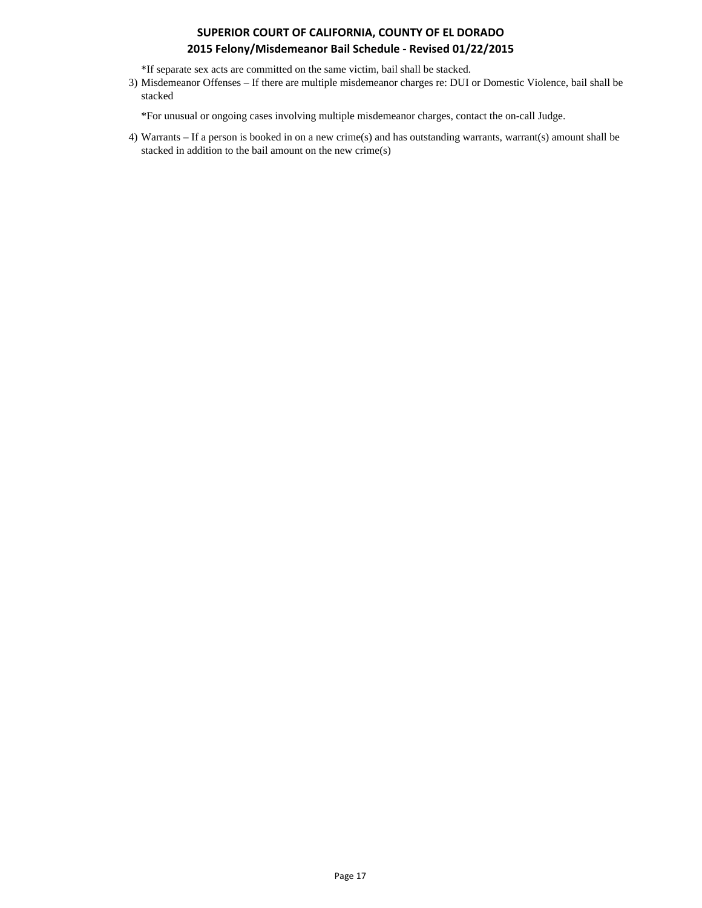*If separate sex acts are committed on the same victim, bail shall be stacked.

3) Misdemeanor Offenses – If there are multiple misdemeanor charges re: DUI or Domestic Violence, bail shall be stacked

   *For unusual or ongoing cases involving multiple misdemeanor charges, contact the on-call Judge.

4) Warrants – If a person is booked in on a new crime(s) and has outstanding warrants, warrant(s) amount shall be stacked in addition to the bail amount on the new crime(s)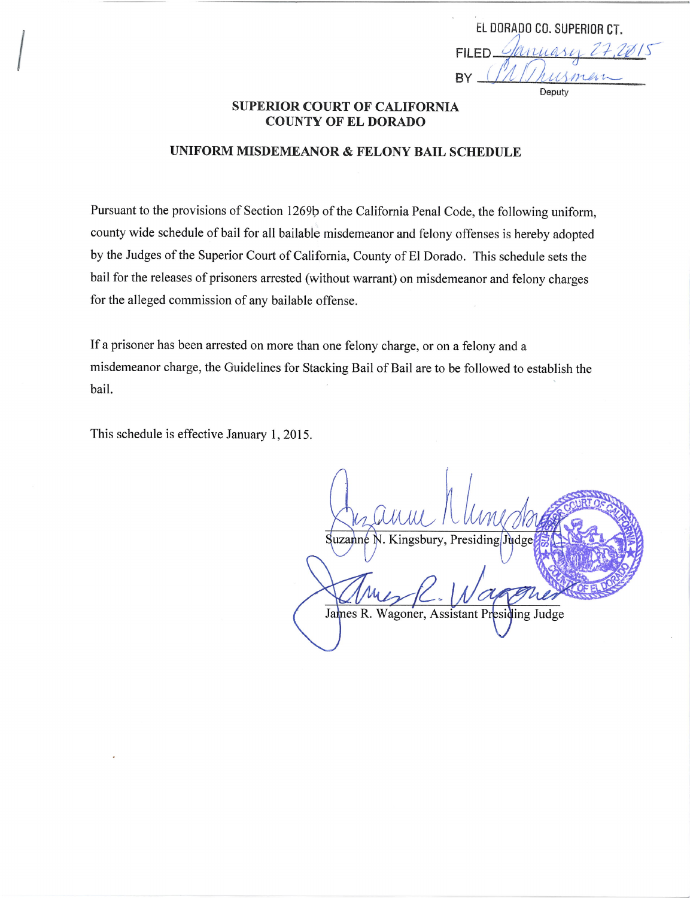EL DORADO CO. SUPERIOR CT.

FILED January 27, 2015

BY M Dussman

Deputy

# SUPERIOR COURT OF CALIFORNIA
# COUNTY OF EL DORADO

## UNIFORM MISDEMEANOR & FELONY BAIL SCHEDULE

Pursuant to the provisions of Section 1269b of the California Penal Code, the following uniform, county wide schedule of bail for all bailable misdemeanor and felony offenses is hereby adopted by the Judges of the Superior Court of California, County of El Dorado. This schedule sets the bail for the releases of prisoners arrested (without warrant) on misdemeanor and felony charges for the alleged commission of any bailable offense.

If a prisoner has been arrested on more than one felony charge, or on a felony and a misdemeanor charge, the Guidelines for Stacking Bail of Bail are to be followed to establish the bail.

This schedule is effective January 1, 2015.

Suzanne N. Kingsbury, Presiding Judge

James R. Wagoner, Assistant Presiding Judge